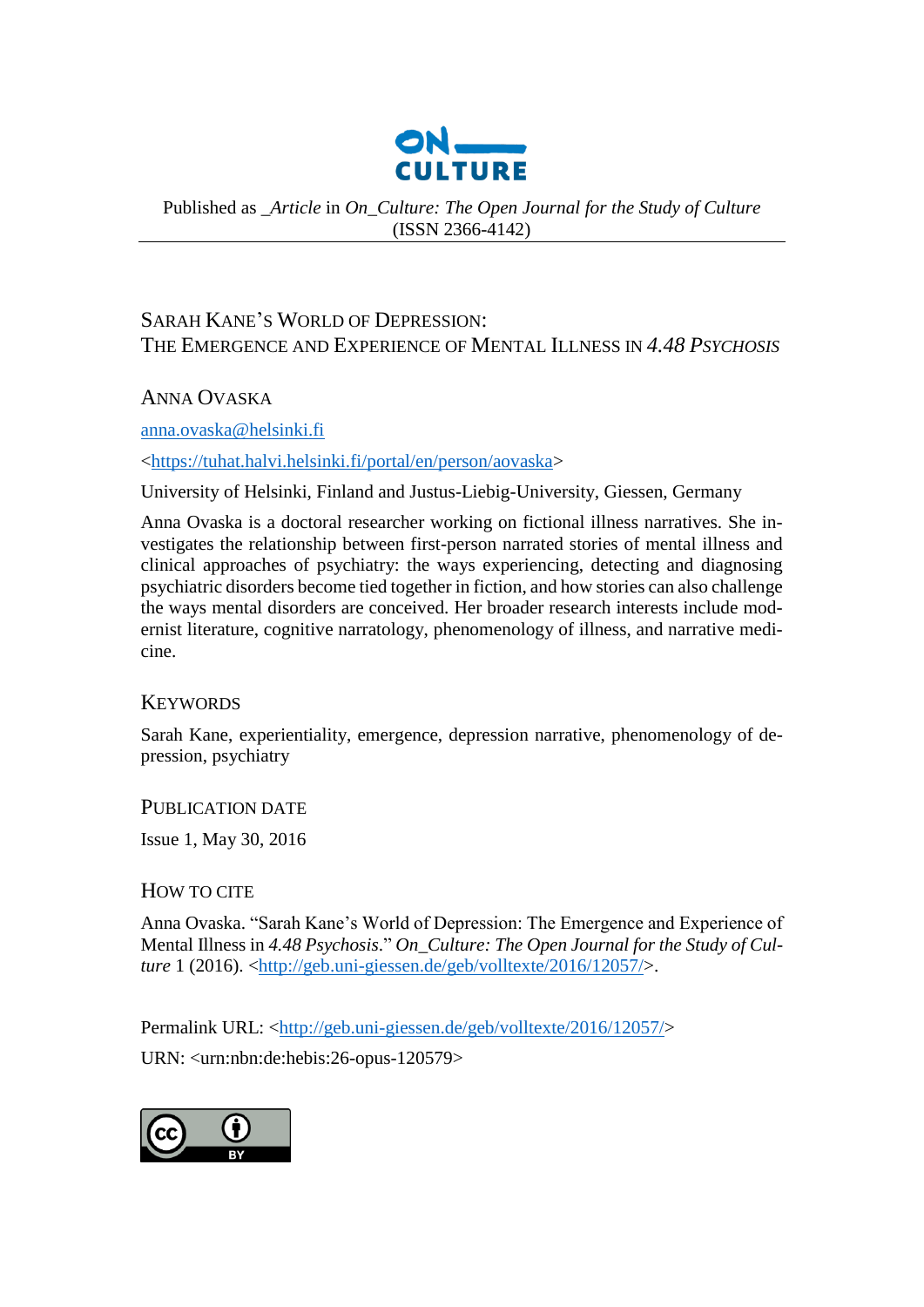Published as _*Article* in *On_Culture: The Open Journal for the Study of Culture* (ISSN 2366-4142)

# Sarah Kane's World of Depression: The Emergence and Experience of Mental Illness in *4.48 Psychosis*

## Anna Ovaska

anna.ovaska@helsinki.fi

<https://tuhat.halvi.helsinki.fi/portal/en/person/aovaska>

University of Helsinki, Finland and Justus-Liebig-University, Giessen, Germany

Anna Ovaska is a doctoral researcher working on fictional illness narratives. She investigates the relationship between first-person narrated stories of mental illness and clinical approaches of psychiatry: the ways experiencing, detecting and diagnosing psychiatric disorders become tied together in fiction, and how stories can also challenge the ways mental disorders are conceived. Her broader research interests include modernist literature, cognitive narratology, phenomenology of illness, and narrative medicine.

## Keywords

Sarah Kane, experientiality, emergence, depression narrative, phenomenology of depression, psychiatry

## Publication Date

Issue 1, May 30, 2016

## How to Cite

Anna Ovaska. "Sarah Kane's World of Depression: The Emergence and Experience of Mental Illness in *4.48 Psychosis*." *On_Culture: The Open Journal for the Study of Culture* 1 (2016). <http://geb.uni-giessen.de/geb/volltexte/2016/12057/>.

Permalink URL: <http://geb.uni-giessen.de/geb/volltexte/2016/12057/>

URN: <urn:nbn:de:hebis:26-opus-120579>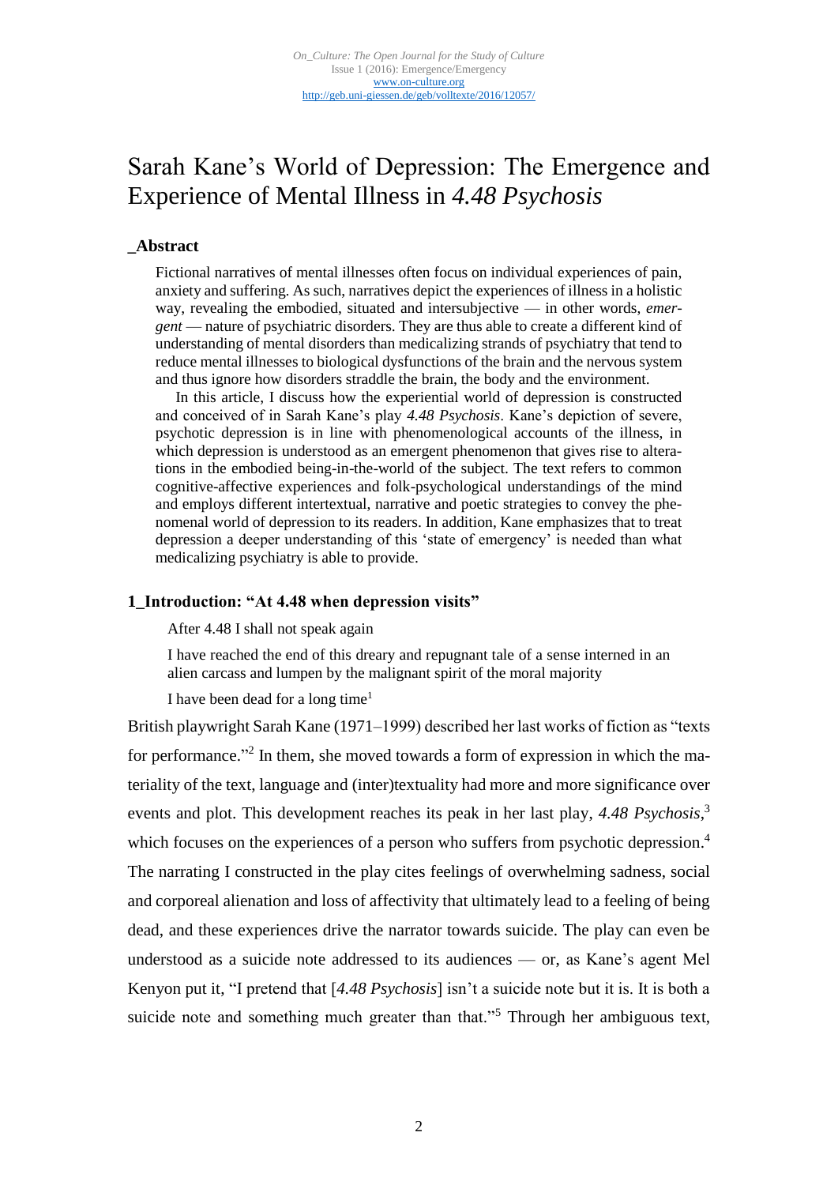*On_Culture: The Open Journal for the Study of Culture*
Issue 1 (2016): Emergence/Emergency
www.on-culture.org
http://geb.uni-giessen.de/geb/volltexte/2016/12057/

# Sarah Kane's World of Depression: The Emergence and Experience of Mental Illness in *4.48 Psychosis*

## _Abstract

Fictional narratives of mental illnesses often focus on individual experiences of pain, anxiety and suffering. As such, narratives depict the experiences of illness in a holistic way, revealing the embodied, situated and intersubjective — in other words, *emergent* — nature of psychiatric disorders. They are thus able to create a different kind of understanding of mental disorders than medicalizing strands of psychiatry that tend to reduce mental illnesses to biological dysfunctions of the brain and the nervous system and thus ignore how disorders straddle the brain, the body and the environment.

In this article, I discuss how the experiential world of depression is constructed and conceived of in Sarah Kane's play *4.48 Psychosis*. Kane's depiction of severe, psychotic depression is in line with phenomenological accounts of the illness, in which depression is understood as an emergent phenomenon that gives rise to alterations in the embodied being-in-the-world of the subject. The text refers to common cognitive-affective experiences and folk-psychological understandings of the mind and employs different intertextual, narrative and poetic strategies to convey the phenomenal world of depression to its readers. In addition, Kane emphasizes that to treat depression a deeper understanding of this 'state of emergency' is needed than what medicalizing psychiatry is able to provide.

## 1_Introduction: "At 4.48 when depression visits"

> After 4.48 I shall not speak again
>
> I have reached the end of this dreary and repugnant tale of a sense interned in an alien carcass and lumpen by the malignant spirit of the moral majority
>
> I have been dead for a long time[1]

British playwright Sarah Kane (1971–1999) described her last works of fiction as "texts for performance."[2] In them, she moved towards a form of expression in which the materiality of the text, language and (inter)textuality had more and more significance over events and plot. This development reaches its peak in her last play, *4.48 Psychosis*,[3] which focuses on the experiences of a person who suffers from psychotic depression.[4] The narrating I constructed in the play cites feelings of overwhelming sadness, social and corporeal alienation and loss of affectivity that ultimately lead to a feeling of being dead, and these experiences drive the narrator towards suicide. The play can even be understood as a suicide note addressed to its audiences — or, as Kane's agent Mel Kenyon put it, "I pretend that [*4.48 Psychosis*] isn't a suicide note but it is. It is both a suicide note and something much greater than that."[5] Through her ambiguous text,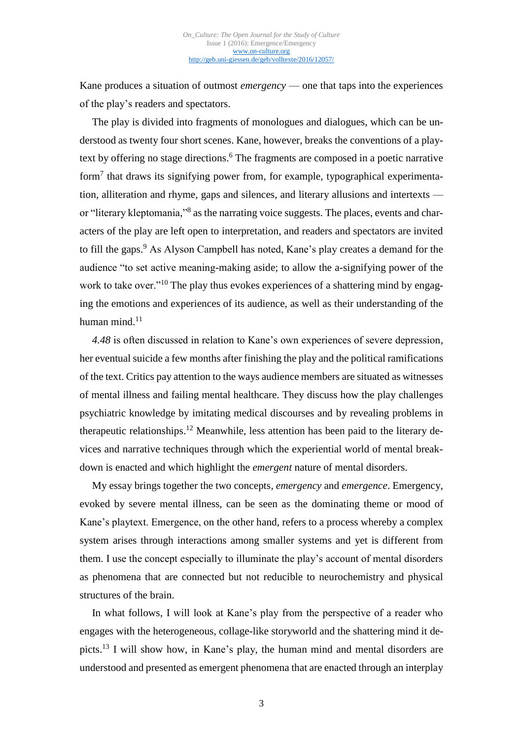Kane produces a situation of outmost *emergency* — one that taps into the experiences of the play's readers and spectators.

The play is divided into fragments of monologues and dialogues, which can be understood as twenty four short scenes. Kane, however, breaks the conventions of a playtext by offering no stage directions.[6] The fragments are composed in a poetic narrative form[7] that draws its signifying power from, for example, typographical experimentation, alliteration and rhyme, gaps and silences, and literary allusions and intertexts — or "literary kleptomania,"[8] as the narrating voice suggests. The places, events and characters of the play are left open to interpretation, and readers and spectators are invited to fill the gaps.[9] As Alyson Campbell has noted, Kane's play creates a demand for the audience "to set active meaning-making aside; to allow the a-signifying power of the work to take over."[10] The play thus evokes experiences of a shattering mind by engaging the emotions and experiences of its audience, as well as their understanding of the human mind.[11]

*4.48* is often discussed in relation to Kane's own experiences of severe depression, her eventual suicide a few months after finishing the play and the political ramifications of the text. Critics pay attention to the ways audience members are situated as witnesses of mental illness and failing mental healthcare. They discuss how the play challenges psychiatric knowledge by imitating medical discourses and by revealing problems in therapeutic relationships.[12] Meanwhile, less attention has been paid to the literary devices and narrative techniques through which the experiential world of mental breakdown is enacted and which highlight the *emergent* nature of mental disorders.

My essay brings together the two concepts, *emergency* and *emergence*. Emergency, evoked by severe mental illness, can be seen as the dominating theme or mood of Kane's playtext. Emergence, on the other hand, refers to a process whereby a complex system arises through interactions among smaller systems and yet is different from them. I use the concept especially to illuminate the play's account of mental disorders as phenomena that are connected but not reducible to neurochemistry and physical structures of the brain.

In what follows, I will look at Kane's play from the perspective of a reader who engages with the heterogeneous, collage-like storyworld and the shattering mind it depicts.[13] I will show how, in Kane's play, the human mind and mental disorders are understood and presented as emergent phenomena that are enacted through an interplay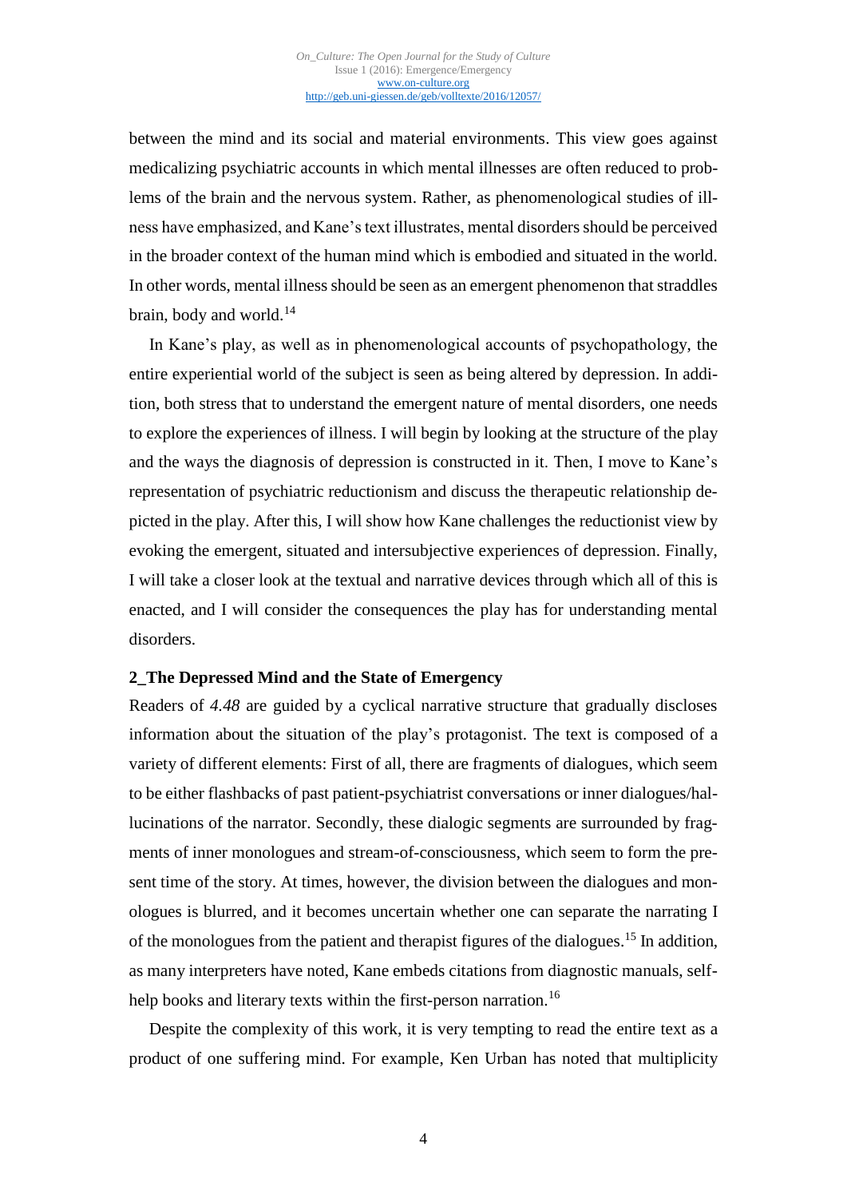between the mind and its social and material environments. This view goes against medicalizing psychiatric accounts in which mental illnesses are often reduced to problems of the brain and the nervous system. Rather, as phenomenological studies of illness have emphasized, and Kane's text illustrates, mental disorders should be perceived in the broader context of the human mind which is embodied and situated in the world. In other words, mental illness should be seen as an emergent phenomenon that straddles brain, body and world.[14]

In Kane's play, as well as in phenomenological accounts of psychopathology, the entire experiential world of the subject is seen as being altered by depression. In addition, both stress that to understand the emergent nature of mental disorders, one needs to explore the experiences of illness. I will begin by looking at the structure of the play and the ways the diagnosis of depression is constructed in it. Then, I move to Kane's representation of psychiatric reductionism and discuss the therapeutic relationship depicted in the play. After this, I will show how Kane challenges the reductionist view by evoking the emergent, situated and intersubjective experiences of depression. Finally, I will take a closer look at the textual and narrative devices through which all of this is enacted, and I will consider the consequences the play has for understanding mental disorders.

## 2_The Depressed Mind and the State of Emergency

Readers of *4.48* are guided by a cyclical narrative structure that gradually discloses information about the situation of the play's protagonist. The text is composed of a variety of different elements: First of all, there are fragments of dialogues, which seem to be either flashbacks of past patient-psychiatrist conversations or inner dialogues/hallucinations of the narrator. Secondly, these dialogic segments are surrounded by fragments of inner monologues and stream-of-consciousness, which seem to form the present time of the story. At times, however, the division between the dialogues and monologues is blurred, and it becomes uncertain whether one can separate the narrating I of the monologues from the patient and therapist figures of the dialogues.[15] In addition, as many interpreters have noted, Kane embeds citations from diagnostic manuals, self-help books and literary texts within the first-person narration.[16]

Despite the complexity of this work, it is very tempting to read the entire text as a product of one suffering mind. For example, Ken Urban has noted that multiplicity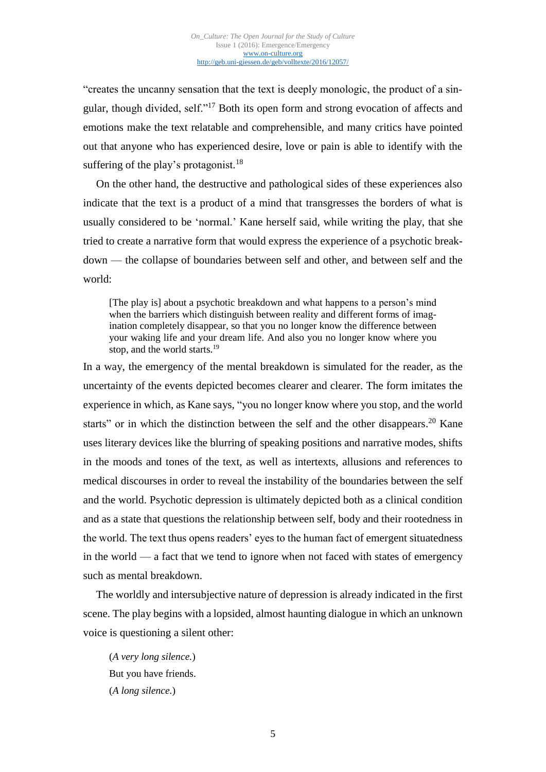"creates the uncanny sensation that the text is deeply monologic, the product of a singular, though divided, self."[17] Both its open form and strong evocation of affects and emotions make the text relatable and comprehensible, and many critics have pointed out that anyone who has experienced desire, love or pain is able to identify with the suffering of the play's protagonist.[18]

On the other hand, the destructive and pathological sides of these experiences also indicate that the text is a product of a mind that transgresses the borders of what is usually considered to be 'normal.' Kane herself said, while writing the play, that she tried to create a narrative form that would express the experience of a psychotic breakdown — the collapse of boundaries between self and other, and between self and the world:

> [The play is] about a psychotic breakdown and what happens to a person's mind when the barriers which distinguish between reality and different forms of imagination completely disappear, so that you no longer know the difference between your waking life and your dream life. And also you no longer know where you stop, and the world starts.[19]

In a way, the emergency of the mental breakdown is simulated for the reader, as the uncertainty of the events depicted becomes clearer and clearer. The form imitates the experience in which, as Kane says, "you no longer know where you stop, and the world starts" or in which the distinction between the self and the other disappears.[20] Kane uses literary devices like the blurring of speaking positions and narrative modes, shifts in the moods and tones of the text, as well as intertexts, allusions and references to medical discourses in order to reveal the instability of the boundaries between the self and the world. Psychotic depression is ultimately depicted both as a clinical condition and as a state that questions the relationship between self, body and their rootedness in the world. The text thus opens readers' eyes to the human fact of emergent situatedness in the world — a fact that we tend to ignore when not faced with states of emergency such as mental breakdown.

The worldly and intersubjective nature of depression is already indicated in the first scene. The play begins with a lopsided, almost haunting dialogue in which an unknown voice is questioning a silent other:

> (*A very long silence.*)
> But you have friends.
> (*A long silence.*)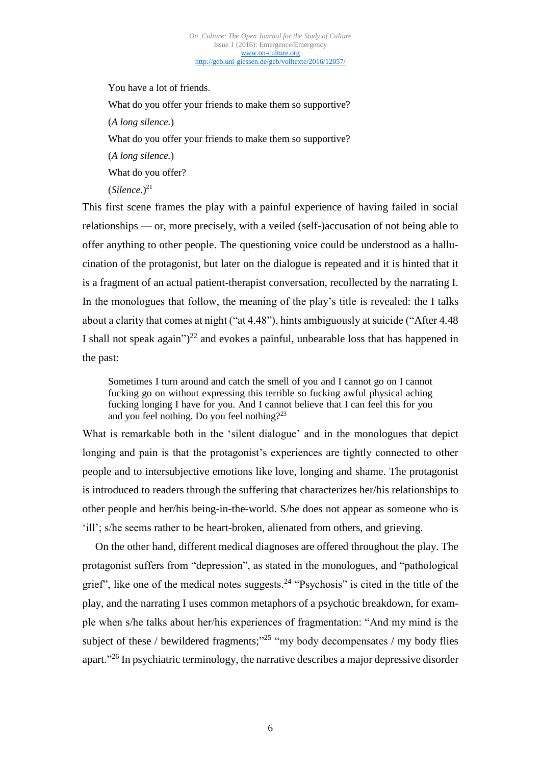You have a lot of friends.

What do you offer your friends to make them so supportive?

(*A long silence.*)

What do you offer your friends to make them so supportive?

(*A long silence.*)

What do you offer?

(*Silence.*)[21]

This first scene frames the play with a painful experience of having failed in social relationships — or, more precisely, with a veiled (self-)accusation of not being able to offer anything to other people. The questioning voice could be understood as a hallucination of the protagonist, but later on the dialogue is repeated and it is hinted that it is a fragment of an actual patient-therapist conversation, recollected by the narrating I. In the monologues that follow, the meaning of the play's title is revealed: the I talks about a clarity that comes at night ("at 4.48"), hints ambiguously at suicide ("After 4.48 I shall not speak again")[22] and evokes a painful, unbearable loss that has happened in the past:

> Sometimes I turn around and catch the smell of you and I cannot go on I cannot fucking go on without expressing this terrible so fucking awful physical aching fucking longing I have for you. And I cannot believe that I can feel this for you and you feel nothing. Do you feel nothing?[23]

What is remarkable both in the 'silent dialogue' and in the monologues that depict longing and pain is that the protagonist's experiences are tightly connected to other people and to intersubjective emotions like love, longing and shame. The protagonist is introduced to readers through the suffering that characterizes her/his relationships to other people and her/his being-in-the-world. S/he does not appear as someone who is 'ill'; s/he seems rather to be heart-broken, alienated from others, and grieving.

On the other hand, different medical diagnoses are offered throughout the play. The protagonist suffers from "depression", as stated in the monologues, and "pathological grief", like one of the medical notes suggests.[24] "Psychosis" is cited in the title of the play, and the narrating I uses common metaphors of a psychotic breakdown, for example when s/he talks about her/his experiences of fragmentation: "And my mind is the subject of these / bewildered fragments;"[25] "my body decompensates / my body flies apart."[26] In psychiatric terminology, the narrative describes a major depressive disorder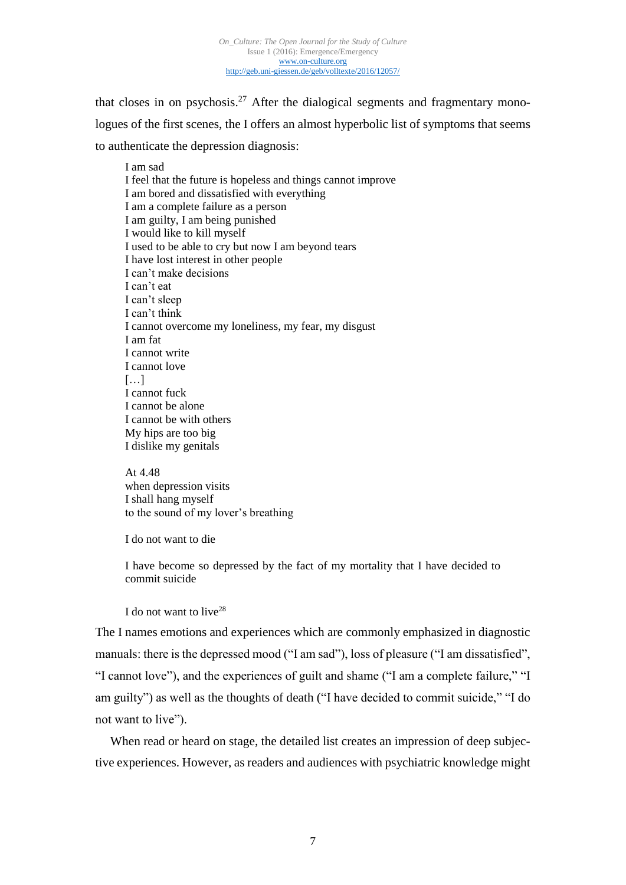that closes in on psychosis.[27] After the dialogical segments and fragmentary monologues of the first scenes, the I offers an almost hyperbolic list of symptoms that seems to authenticate the depression diagnosis:

> I am sad
> I feel that the future is hopeless and things cannot improve
> I am bored and dissatisfied with everything
> I am a complete failure as a person
> I am guilty, I am being punished
> I would like to kill myself
> I used to be able to cry but now I am beyond tears
> I have lost interest in other people
> I can't make decisions
> I can't eat
> I can't sleep
> I can't think
> I cannot overcome my loneliness, my fear, my disgust
> I am fat
> I cannot write
> I cannot love
> […]
> I cannot fuck
> I cannot be alone
> I cannot be with others
> My hips are too big
> I dislike my genitals
>
> At 4.48
> when depression visits
> I shall hang myself
> to the sound of my lover's breathing
>
> I do not want to die
>
> I have become so depressed by the fact of my mortality that I have decided to commit suicide
>
> I do not want to live[28]

The I names emotions and experiences which are commonly emphasized in diagnostic manuals: there is the depressed mood ("I am sad"), loss of pleasure ("I am dissatisfied", "I cannot love"), and the experiences of guilt and shame ("I am a complete failure," "I am guilty") as well as the thoughts of death ("I have decided to commit suicide," "I do not want to live").

When read or heard on stage, the detailed list creates an impression of deep subjective experiences. However, as readers and audiences with psychiatric knowledge might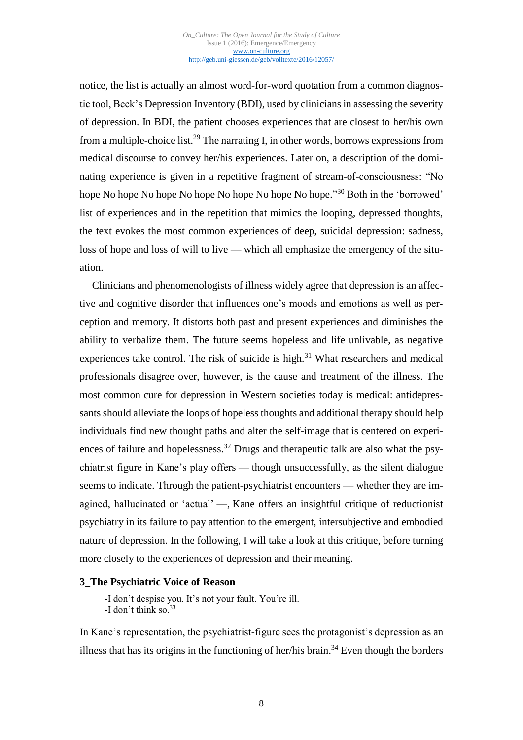notice, the list is actually an almost word-for-word quotation from a common diagnostic tool, Beck's Depression Inventory (BDI), used by clinicians in assessing the severity of depression. In BDI, the patient chooses experiences that are closest to her/his own from a multiple-choice list.[29] The narrating I, in other words, borrows expressions from medical discourse to convey her/his experiences. Later on, a description of the dominating experience is given in a repetitive fragment of stream-of-consciousness: "No hope No hope No hope No hope No hope No hope No hope."[30] Both in the 'borrowed' list of experiences and in the repetition that mimics the looping, depressed thoughts, the text evokes the most common experiences of deep, suicidal depression: sadness, loss of hope and loss of will to live — which all emphasize the emergency of the situation.

Clinicians and phenomenologists of illness widely agree that depression is an affective and cognitive disorder that influences one's moods and emotions as well as perception and memory. It distorts both past and present experiences and diminishes the ability to verbalize them. The future seems hopeless and life unlivable, as negative experiences take control. The risk of suicide is high.[31] What researchers and medical professionals disagree over, however, is the cause and treatment of the illness. The most common cure for depression in Western societies today is medical: antidepressants should alleviate the loops of hopeless thoughts and additional therapy should help individuals find new thought paths and alter the self-image that is centered on experiences of failure and hopelessness.[32] Drugs and therapeutic talk are also what the psychiatrist figure in Kane's play offers — though unsuccessfully, as the silent dialogue seems to indicate. Through the patient-psychiatrist encounters — whether they are imagined, hallucinated or 'actual' —, Kane offers an insightful critique of reductionist psychiatry in its failure to pay attention to the emergent, intersubjective and embodied nature of depression. In the following, I will take a look at this critique, before turning more closely to the experiences of depression and their meaning.

### 3_The Psychiatric Voice of Reason

> -I don't despise you. It's not your fault. You're ill.
> -I don't think so.[33]

In Kane's representation, the psychiatrist-figure sees the protagonist's depression as an illness that has its origins in the functioning of her/his brain.[34] Even though the borders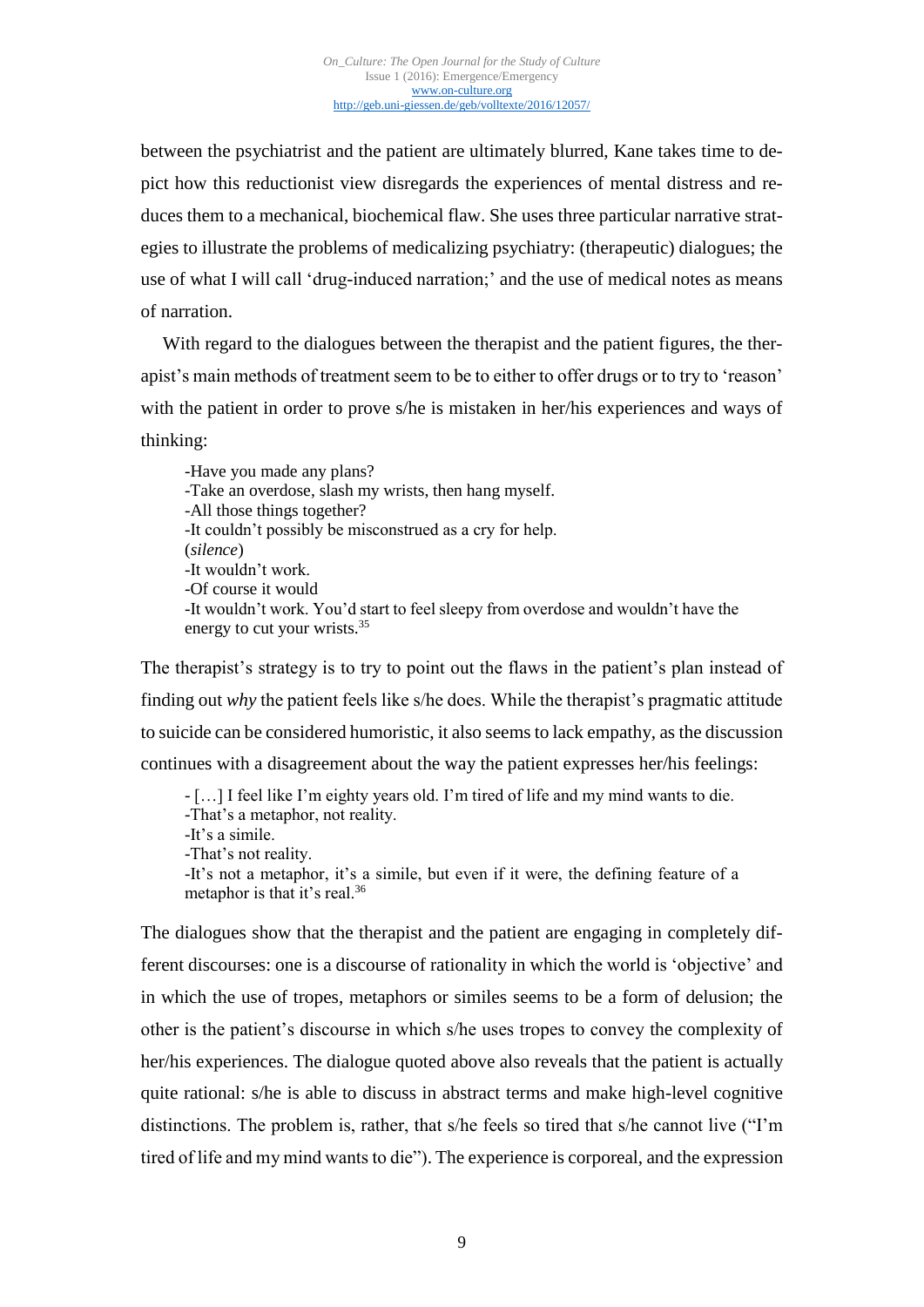between the psychiatrist and the patient are ultimately blurred, Kane takes time to depict how this reductionist view disregards the experiences of mental distress and reduces them to a mechanical, biochemical flaw. She uses three particular narrative strategies to illustrate the problems of medicalizing psychiatry: (therapeutic) dialogues; the use of what I will call 'drug-induced narration;' and the use of medical notes as means of narration.

With regard to the dialogues between the therapist and the patient figures, the therapist's main methods of treatment seem to be to either to offer drugs or to try to 'reason' with the patient in order to prove s/he is mistaken in her/his experiences and ways of thinking:

> -Have you made any plans?
> -Take an overdose, slash my wrists, then hang myself.
> -All those things together?
> -It couldn't possibly be misconstrued as a cry for help.
> (*silence*)
> -It wouldn't work.
> -Of course it would
> -It wouldn't work. You'd start to feel sleepy from overdose and wouldn't have the energy to cut your wrists.[35]

The therapist's strategy is to try to point out the flaws in the patient's plan instead of finding out *why* the patient feels like s/he does. While the therapist's pragmatic attitude to suicide can be considered humoristic, it also seems to lack empathy, as the discussion continues with a disagreement about the way the patient expresses her/his feelings:

> - […] I feel like I'm eighty years old. I'm tired of life and my mind wants to die.
> -That's a metaphor, not reality.
> -It's a simile.
> -That's not reality.
> -It's not a metaphor, it's a simile, but even if it were, the defining feature of a metaphor is that it's real.[36]

The dialogues show that the therapist and the patient are engaging in completely different discourses: one is a discourse of rationality in which the world is 'objective' and in which the use of tropes, metaphors or similes seems to be a form of delusion; the other is the patient's discourse in which s/he uses tropes to convey the complexity of her/his experiences. The dialogue quoted above also reveals that the patient is actually quite rational: s/he is able to discuss in abstract terms and make high-level cognitive distinctions. The problem is, rather, that s/he feels so tired that s/he cannot live ("I'm tired of life and my mind wants to die"). The experience is corporeal, and the expression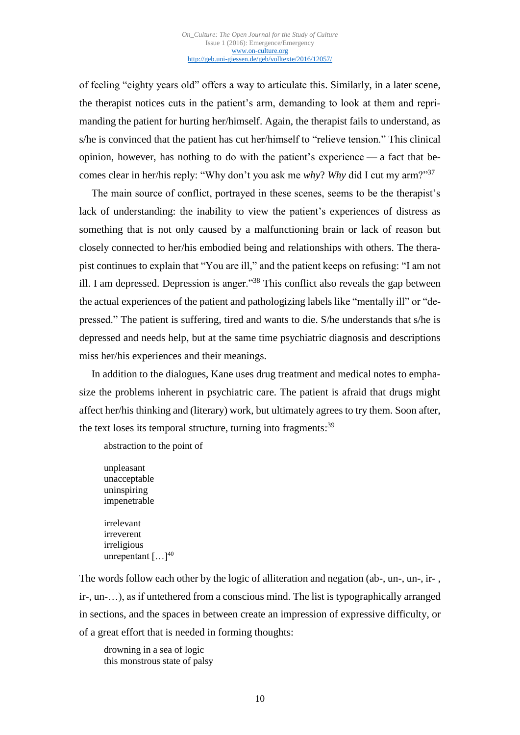of feeling “eighty years old” offers a way to articulate this. Similarly, in a later scene, the therapist notices cuts in the patient’s arm, demanding to look at them and reprimanding the patient for hurting her/himself. Again, the therapist fails to understand, as s/he is convinced that the patient has cut her/himself to “relieve tension.” This clinical opinion, however, has nothing to do with the patient’s experience — a fact that becomes clear in her/his reply: “Why don’t you ask me *why*? *Why* did I cut my arm?”[37]

The main source of conflict, portrayed in these scenes, seems to be the therapist’s lack of understanding: the inability to view the patient’s experiences of distress as something that is not only caused by a malfunctioning brain or lack of reason but closely connected to her/his embodied being and relationships with others. The therapist continues to explain that “You are ill,” and the patient keeps on refusing: “I am not ill. I am depressed. Depression is anger.”[38] This conflict also reveals the gap between the actual experiences of the patient and pathologizing labels like “mentally ill” or “depressed.” The patient is suffering, tired and wants to die. S/he understands that s/he is depressed and needs help, but at the same time psychiatric diagnosis and descriptions miss her/his experiences and their meanings.

In addition to the dialogues, Kane uses drug treatment and medical notes to emphasize the problems inherent in psychiatric care. The patient is afraid that drugs might affect her/his thinking and (literary) work, but ultimately agrees to try them. Soon after, the text loses its temporal structure, turning into fragments:[39]

> abstraction to the point of
>
> unpleasant
> unacceptable
> uninspiring
> impenetrable
>
> irrelevant
> irreverent
> irreligious
> unrepentant […][40]

The words follow each other by the logic of alliteration and negation (ab-, un-, un-, ir- , ir-, un-…), as if untethered from a conscious mind. The list is typographically arranged in sections, and the spaces in between create an impression of expressive difficulty, or of a great effort that is needed in forming thoughts:

> drowning in a sea of logic
> this monstrous state of palsy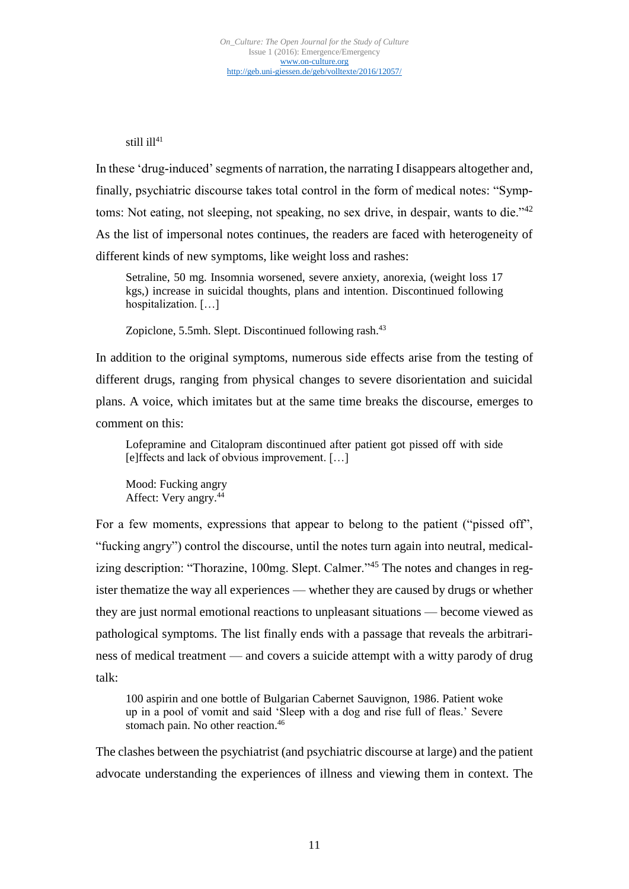still ill[41]

In these 'drug-induced' segments of narration, the narrating I disappears altogether and, finally, psychiatric discourse takes total control in the form of medical notes: "Symptoms: Not eating, not sleeping, not speaking, no sex drive, in despair, wants to die."[42] As the list of impersonal notes continues, the readers are faced with heterogeneity of different kinds of new symptoms, like weight loss and rashes:

> Setraline, 50 mg. Insomnia worsened, severe anxiety, anorexia, (weight loss 17 kgs,) increase in suicidal thoughts, plans and intention. Discontinued following hospitalization. […]
>
> Zopiclone, 5.5mh. Slept. Discontinued following rash.[43]

In addition to the original symptoms, numerous side effects arise from the testing of different drugs, ranging from physical changes to severe disorientation and suicidal plans. A voice, which imitates but at the same time breaks the discourse, emerges to comment on this:

> Lofepramine and Citalopram discontinued after patient got pissed off with side [e]ffects and lack of obvious improvement. […]
>
> Mood: Fucking angry
> Affect: Very angry.[44]

For a few moments, expressions that appear to belong to the patient ("pissed off", "fucking angry") control the discourse, until the notes turn again into neutral, medicalizing description: "Thorazine, 100mg. Slept. Calmer."[45] The notes and changes in register thematize the way all experiences — whether they are caused by drugs or whether they are just normal emotional reactions to unpleasant situations — become viewed as pathological symptoms. The list finally ends with a passage that reveals the arbitrariness of medical treatment — and covers a suicide attempt with a witty parody of drug talk:

> 100 aspirin and one bottle of Bulgarian Cabernet Sauvignon, 1986. Patient woke up in a pool of vomit and said 'Sleep with a dog and rise full of fleas.' Severe stomach pain. No other reaction.[46]

The clashes between the psychiatrist (and psychiatric discourse at large) and the patient advocate understanding the experiences of illness and viewing them in context. The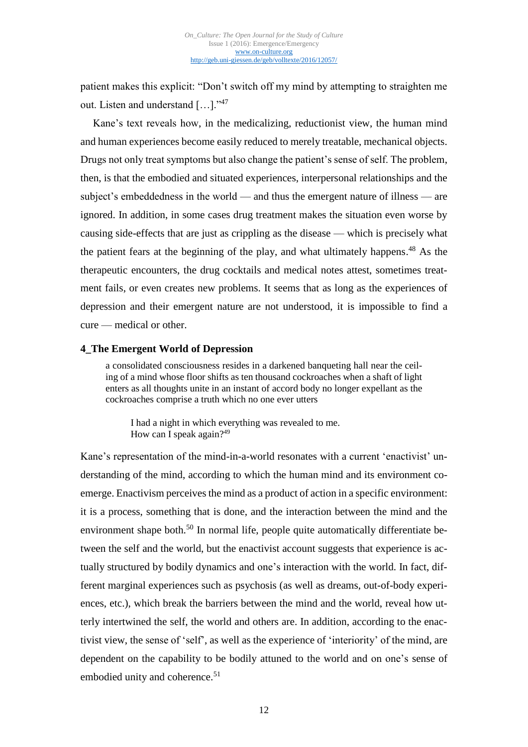patient makes this explicit: "Don't switch off my mind by attempting to straighten me out. Listen and understand […]."[47]

Kane's text reveals how, in the medicalizing, reductionist view, the human mind and human experiences become easily reduced to merely treatable, mechanical objects. Drugs not only treat symptoms but also change the patient's sense of self. The problem, then, is that the embodied and situated experiences, interpersonal relationships and the subject's embeddedness in the world — and thus the emergent nature of illness — are ignored. In addition, in some cases drug treatment makes the situation even worse by causing side-effects that are just as crippling as the disease — which is precisely what the patient fears at the beginning of the play, and what ultimately happens.[48] As the therapeutic encounters, the drug cocktails and medical notes attest, sometimes treatment fails, or even creates new problems. It seems that as long as the experiences of depression and their emergent nature are not understood, it is impossible to find a cure — medical or other.

## 4_The Emergent World of Depression

> a consolidated consciousness resides in a darkened banqueting hall near the ceiling of a mind whose floor shifts as ten thousand cockroaches when a shaft of light enters as all thoughts unite in an instant of accord body no longer expellant as the cockroaches comprise a truth which no one ever utters
>
> > I had a night in which everything was revealed to me.
> > How can I speak again?[49]

Kane's representation of the mind-in-a-world resonates with a current 'enactivist' understanding of the mind, according to which the human mind and its environment co-emerge. Enactivism perceives the mind as a product of action in a specific environment: it is a process, something that is done, and the interaction between the mind and the environment shape both.[50] In normal life, people quite automatically differentiate between the self and the world, but the enactivist account suggests that experience is actually structured by bodily dynamics and one's interaction with the world. In fact, different marginal experiences such as psychosis (as well as dreams, out-of-body experiences, etc.), which break the barriers between the mind and the world, reveal how utterly intertwined the self, the world and others are. In addition, according to the enactivist view, the sense of 'self', as well as the experience of 'interiority' of the mind, are dependent on the capability to be bodily attuned to the world and on one's sense of embodied unity and coherence.[51]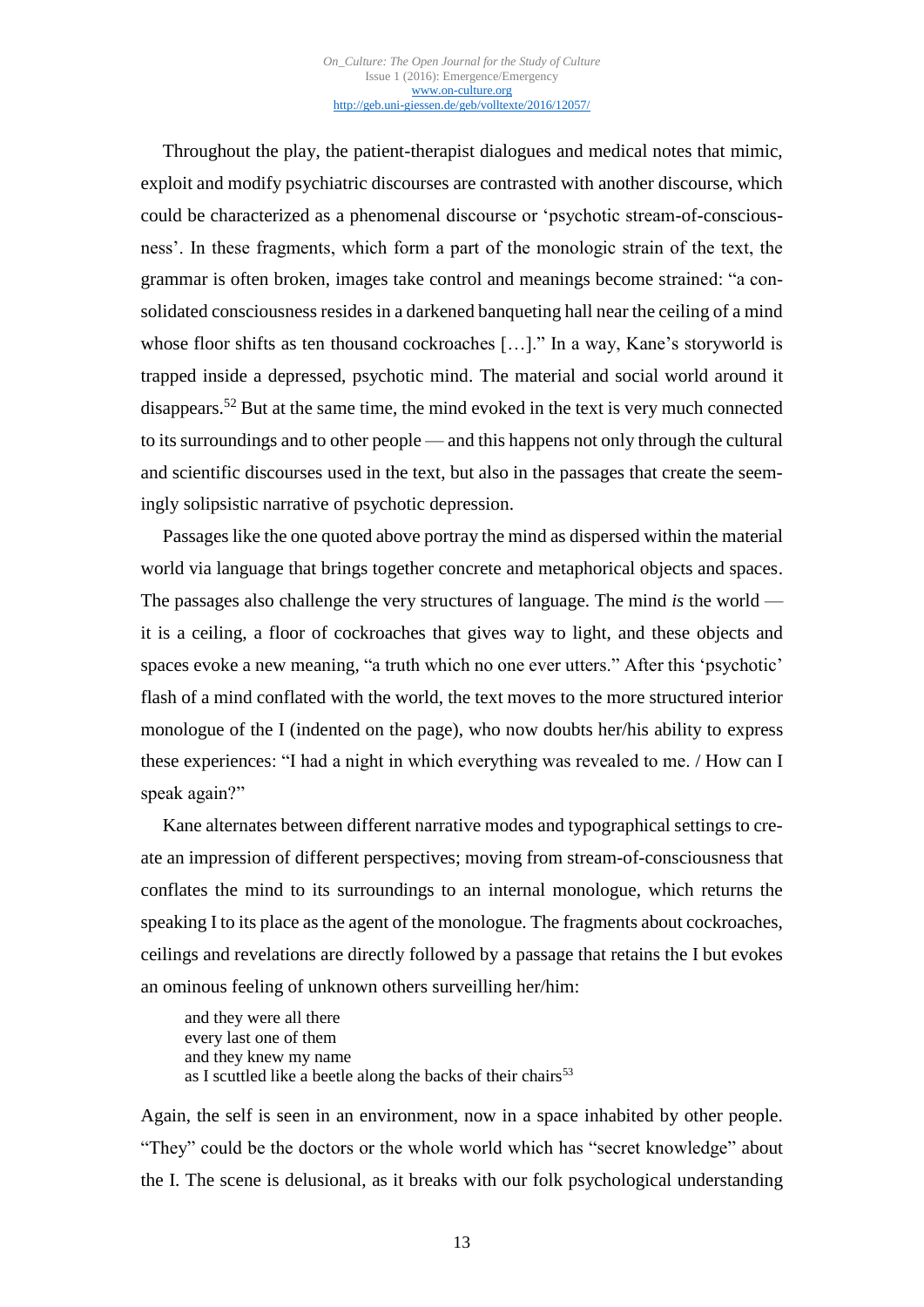Throughout the play, the patient-therapist dialogues and medical notes that mimic, exploit and modify psychiatric discourses are contrasted with another discourse, which could be characterized as a phenomenal discourse or 'psychotic stream-of-consciousness'. In these fragments, which form a part of the monologic strain of the text, the grammar is often broken, images take control and meanings become strained: "a consolidated consciousness resides in a darkened banqueting hall near the ceiling of a mind whose floor shifts as ten thousand cockroaches […]." In a way, Kane's storyworld is trapped inside a depressed, psychotic mind. The material and social world around it disappears.[52] But at the same time, the mind evoked in the text is very much connected to its surroundings and to other people — and this happens not only through the cultural and scientific discourses used in the text, but also in the passages that create the seemingly solipsistic narrative of psychotic depression.

Passages like the one quoted above portray the mind as dispersed within the material world via language that brings together concrete and metaphorical objects and spaces. The passages also challenge the very structures of language. The mind *is* the world — it is a ceiling, a floor of cockroaches that gives way to light, and these objects and spaces evoke a new meaning, "a truth which no one ever utters." After this 'psychotic' flash of a mind conflated with the world, the text moves to the more structured interior monologue of the I (indented on the page), who now doubts her/his ability to express these experiences: "I had a night in which everything was revealed to me. / How can I speak again?"

Kane alternates between different narrative modes and typographical settings to create an impression of different perspectives; moving from stream-of-consciousness that conflates the mind to its surroundings to an internal monologue, which returns the speaking I to its place as the agent of the monologue. The fragments about cockroaches, ceilings and revelations are directly followed by a passage that retains the I but evokes an ominous feeling of unknown others surveilling her/him:

> and they were all there
> every last one of them
> and they knew my name
> as I scuttled like a beetle along the backs of their chairs[53]

Again, the self is seen in an environment, now in a space inhabited by other people. "They" could be the doctors or the whole world which has "secret knowledge" about the I. The scene is delusional, as it breaks with our folk psychological understanding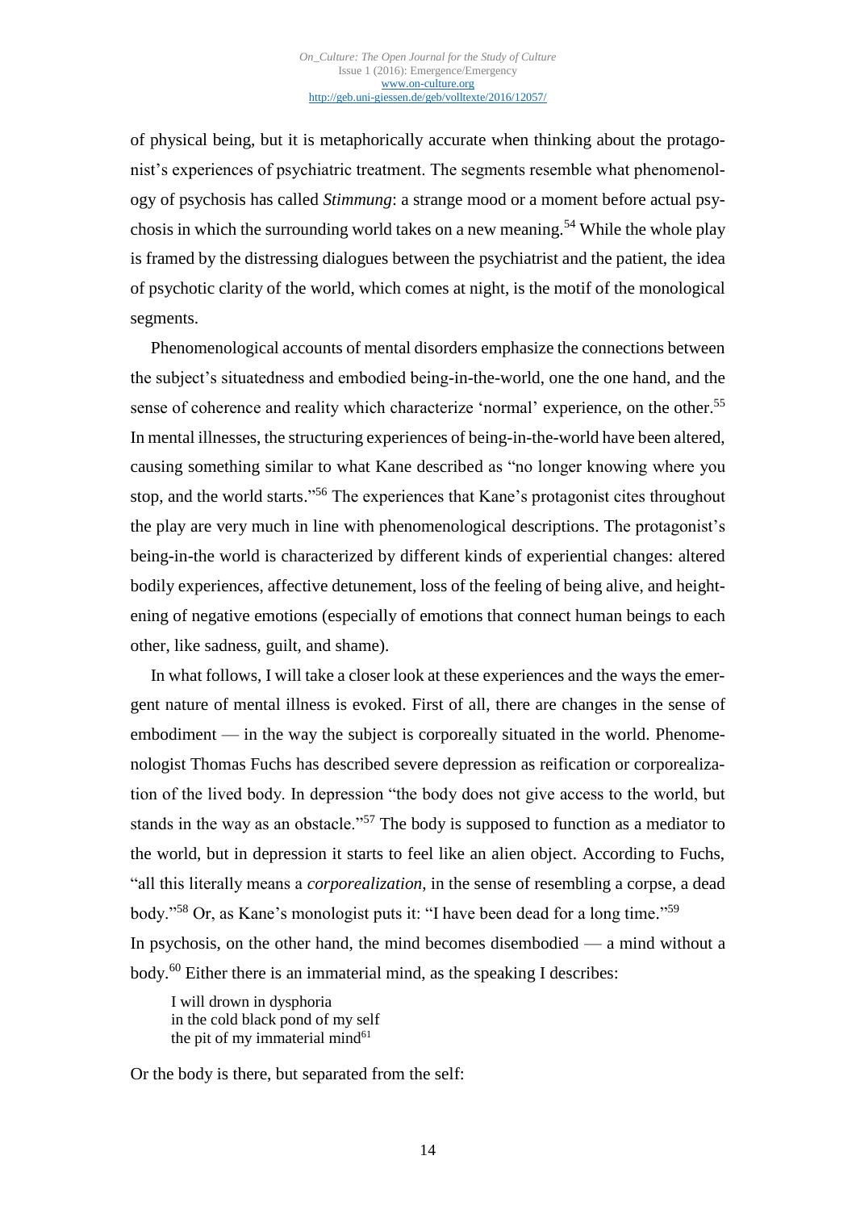of physical being, but it is metaphorically accurate when thinking about the protagonist's experiences of psychiatric treatment. The segments resemble what phenomenology of psychosis has called *Stimmung*: a strange mood or a moment before actual psychosis in which the surrounding world takes on a new meaning.[54] While the whole play is framed by the distressing dialogues between the psychiatrist and the patient, the idea of psychotic clarity of the world, which comes at night, is the motif of the monological segments.

Phenomenological accounts of mental disorders emphasize the connections between the subject's situatedness and embodied being-in-the-world, one the one hand, and the sense of coherence and reality which characterize 'normal' experience, on the other.[55] In mental illnesses, the structuring experiences of being-in-the-world have been altered, causing something similar to what Kane described as "no longer knowing where you stop, and the world starts."[56] The experiences that Kane's protagonist cites throughout the play are very much in line with phenomenological descriptions. The protagonist's being-in-the world is characterized by different kinds of experiential changes: altered bodily experiences, affective detunement, loss of the feeling of being alive, and heightening of negative emotions (especially of emotions that connect human beings to each other, like sadness, guilt, and shame).

In what follows, I will take a closer look at these experiences and the ways the emergent nature of mental illness is evoked. First of all, there are changes in the sense of embodiment — in the way the subject is corporeally situated in the world. Phenomenologist Thomas Fuchs has described severe depression as reification or corporealization of the lived body. In depression "the body does not give access to the world, but stands in the way as an obstacle."[57] The body is supposed to function as a mediator to the world, but in depression it starts to feel like an alien object. According to Fuchs, "all this literally means a *corporealization*, in the sense of resembling a corpse, a dead body."[58] Or, as Kane's monologist puts it: "I have been dead for a long time."[59]
In psychosis, on the other hand, the mind becomes disembodied — a mind without a body.[60] Either there is an immaterial mind, as the speaking I describes:

> I will drown in dysphoria
> in the cold black pond of my self
> the pit of my immaterial mind[61]

Or the body is there, but separated from the self: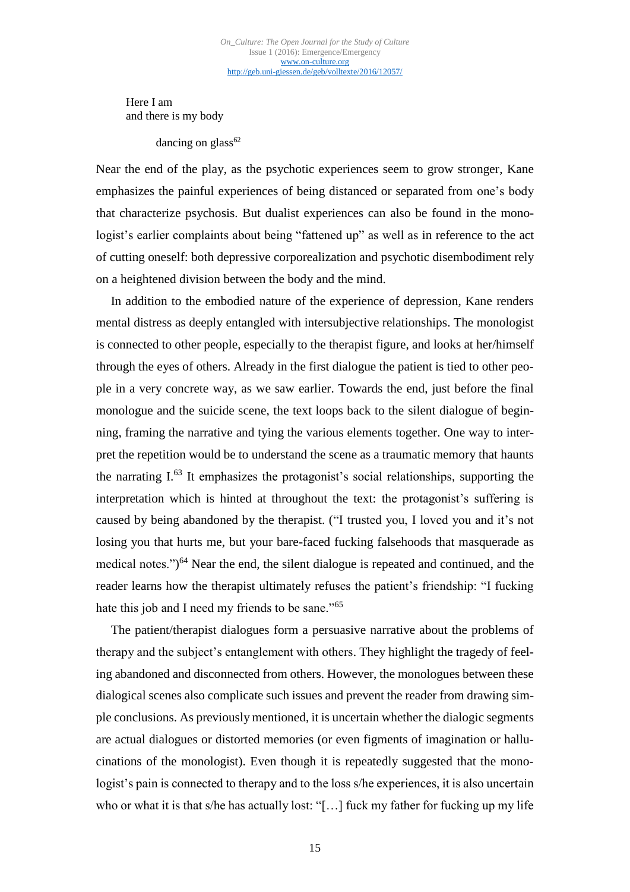Here I am  
and there is my body

dancing on glass[62]

Near the end of the play, as the psychotic experiences seem to grow stronger, Kane emphasizes the painful experiences of being distanced or separated from one's body that characterize psychosis. But dualist experiences can also be found in the monologist's earlier complaints about being "fattened up" as well as in reference to the act of cutting oneself: both depressive corporealization and psychotic disembodiment rely on a heightened division between the body and the mind.

In addition to the embodied nature of the experience of depression, Kane renders mental distress as deeply entangled with intersubjective relationships. The monologist is connected to other people, especially to the therapist figure, and looks at her/himself through the eyes of others. Already in the first dialogue the patient is tied to other people in a very concrete way, as we saw earlier. Towards the end, just before the final monologue and the suicide scene, the text loops back to the silent dialogue of beginning, framing the narrative and tying the various elements together. One way to interpret the repetition would be to understand the scene as a traumatic memory that haunts the narrating I.[63] It emphasizes the protagonist's social relationships, supporting the interpretation which is hinted at throughout the text: the protagonist's suffering is caused by being abandoned by the therapist. ("I trusted you, I loved you and it's not losing you that hurts me, but your bare-faced fucking falsehoods that masquerade as medical notes.")[64] Near the end, the silent dialogue is repeated and continued, and the reader learns how the therapist ultimately refuses the patient's friendship: "I fucking hate this job and I need my friends to be sane."[65]

The patient/therapist dialogues form a persuasive narrative about the problems of therapy and the subject's entanglement with others. They highlight the tragedy of feeling abandoned and disconnected from others. However, the monologues between these dialogical scenes also complicate such issues and prevent the reader from drawing simple conclusions. As previously mentioned, it is uncertain whether the dialogic segments are actual dialogues or distorted memories (or even figments of imagination or hallucinations of the monologist). Even though it is repeatedly suggested that the monologist's pain is connected to therapy and to the loss s/he experiences, it is also uncertain who or what it is that s/he has actually lost: "[…] fuck my father for fucking up my life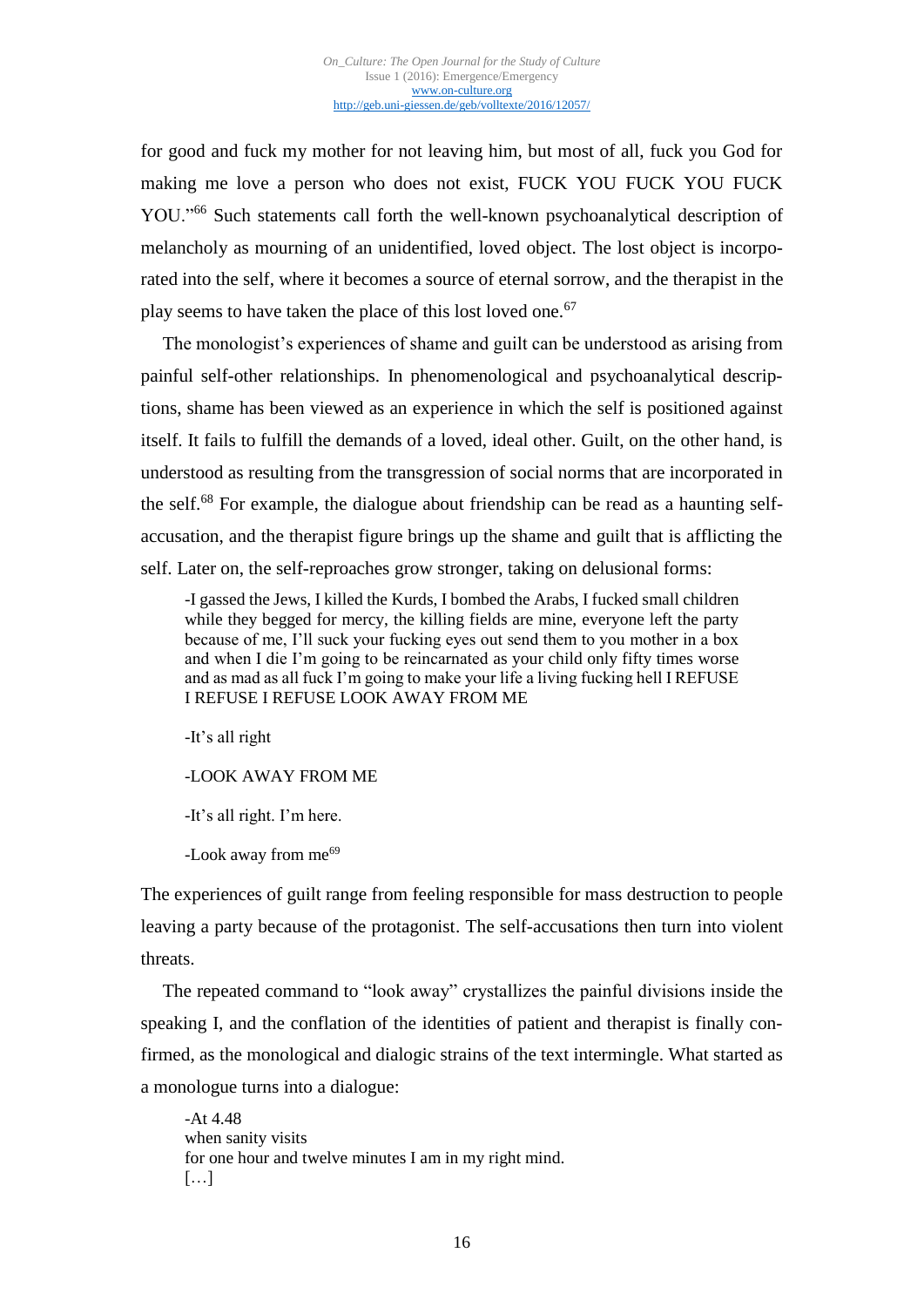for good and fuck my mother for not leaving him, but most of all, fuck you God for making me love a person who does not exist, FUCK YOU FUCK YOU FUCK YOU."[66] Such statements call forth the well-known psychoanalytical description of melancholy as mourning of an unidentified, loved object. The lost object is incorporated into the self, where it becomes a source of eternal sorrow, and the therapist in the play seems to have taken the place of this lost loved one.[67]

The monologist's experiences of shame and guilt can be understood as arising from painful self-other relationships. In phenomenological and psychoanalytical descriptions, shame has been viewed as an experience in which the self is positioned against itself. It fails to fulfill the demands of a loved, ideal other. Guilt, on the other hand, is understood as resulting from the transgression of social norms that are incorporated in the self.[68] For example, the dialogue about friendship can be read as a haunting self-accusation, and the therapist figure brings up the shame and guilt that is afflicting the self. Later on, the self-reproaches grow stronger, taking on delusional forms:

> -I gassed the Jews, I killed the Kurds, I bombed the Arabs, I fucked small children while they begged for mercy, the killing fields are mine, everyone left the party because of me, I'll suck your fucking eyes out send them to you mother in a box and when I die I'm going to be reincarnated as your child only fifty times worse and as mad as all fuck I'm going to make your life a living fucking hell I REFUSE I REFUSE I REFUSE LOOK AWAY FROM ME
>
> -It's all right
>
> -LOOK AWAY FROM ME
>
> -It's all right. I'm here.
>
> -Look away from me[69]

The experiences of guilt range from feeling responsible for mass destruction to people leaving a party because of the protagonist. The self-accusations then turn into violent threats.

The repeated command to "look away" crystallizes the painful divisions inside the speaking I, and the conflation of the identities of patient and therapist is finally confirmed, as the monological and dialogic strains of the text intermingle. What started as a monologue turns into a dialogue:

> -At 4.48
> when sanity visits
> for one hour and twelve minutes I am in my right mind.
> […]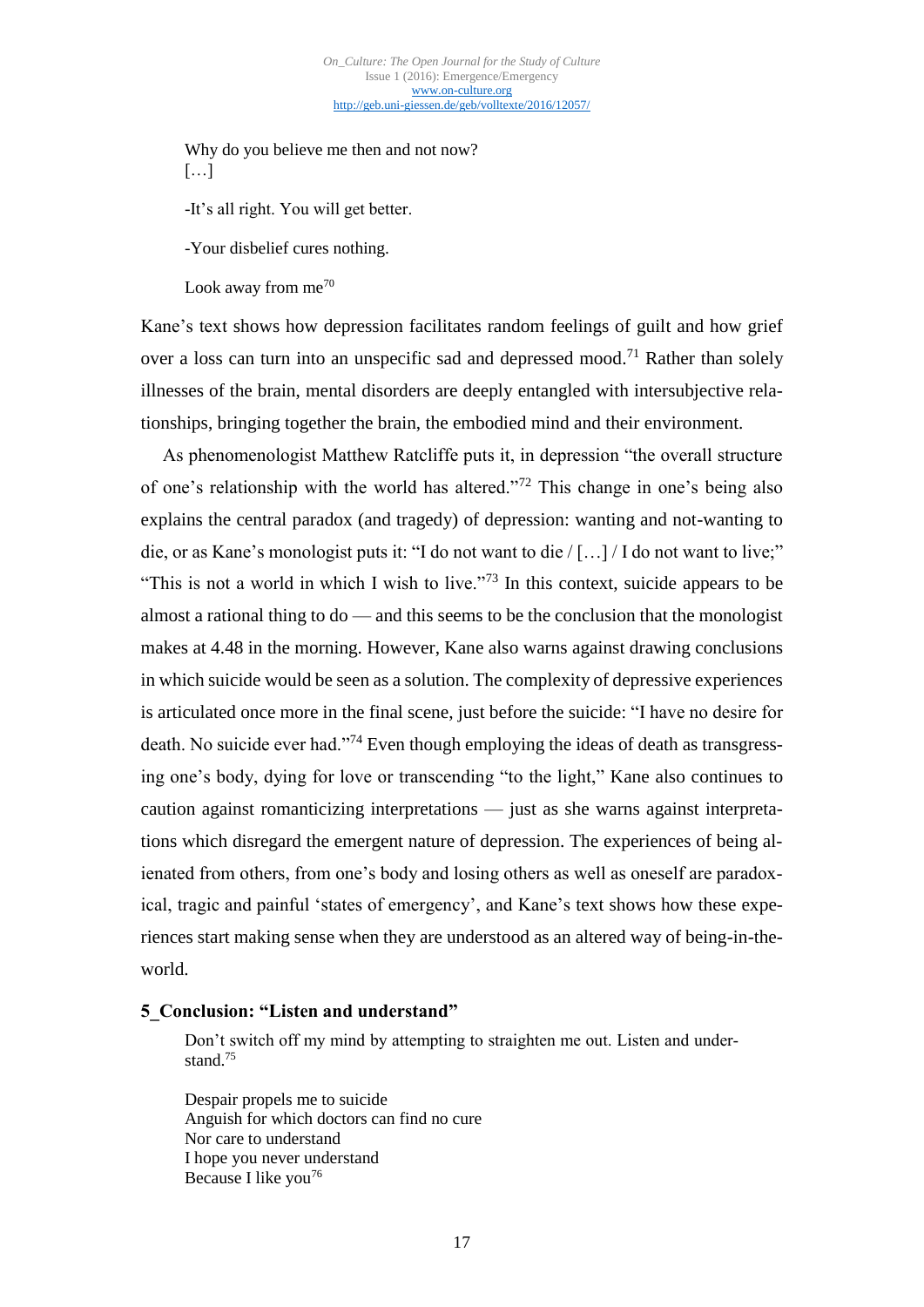> Why do you believe me then and not now?
> […]
>
> -It's all right. You will get better.
>
> -Your disbelief cures nothing.
>
> Look away from me[70]

Kane's text shows how depression facilitates random feelings of guilt and how grief over a loss can turn into an unspecific sad and depressed mood.[71] Rather than solely illnesses of the brain, mental disorders are deeply entangled with intersubjective relationships, bringing together the brain, the embodied mind and their environment.

As phenomenologist Matthew Ratcliffe puts it, in depression "the overall structure of one's relationship with the world has altered."[72] This change in one's being also explains the central paradox (and tragedy) of depression: wanting and not-wanting to die, or as Kane's monologist puts it: "I do not want to die / […] / I do not want to live;" "This is not a world in which I wish to live."[73] In this context, suicide appears to be almost a rational thing to do — and this seems to be the conclusion that the monologist makes at 4.48 in the morning. However, Kane also warns against drawing conclusions in which suicide would be seen as a solution. The complexity of depressive experiences is articulated once more in the final scene, just before the suicide: "I have no desire for death. No suicide ever had."[74] Even though employing the ideas of death as transgressing one's body, dying for love or transcending "to the light," Kane also continues to caution against romanticizing interpretations — just as she warns against interpretations which disregard the emergent nature of depression. The experiences of being alienated from others, from one's body and losing others as well as oneself are paradoxical, tragic and painful 'states of emergency', and Kane's text shows how these experiences start making sense when they are understood as an altered way of being-in-the-world.

## 5_Conclusion: "Listen and understand"

> Don't switch off my mind by attempting to straighten me out. Listen and understand.[75]
>
> Despair propels me to suicide
> Anguish for which doctors can find no cure
> Nor care to understand
> I hope you never understand
> Because I like you[76]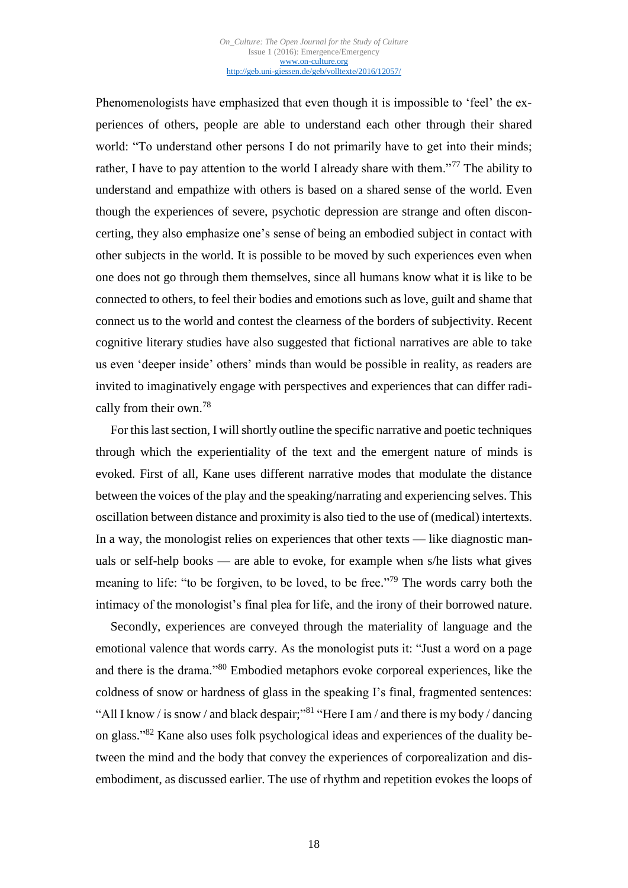Phenomenologists have emphasized that even though it is impossible to 'feel' the experiences of others, people are able to understand each other through their shared world: "To understand other persons I do not primarily have to get into their minds; rather, I have to pay attention to the world I already share with them."[77] The ability to understand and empathize with others is based on a shared sense of the world. Even though the experiences of severe, psychotic depression are strange and often disconcerting, they also emphasize one's sense of being an embodied subject in contact with other subjects in the world. It is possible to be moved by such experiences even when one does not go through them themselves, since all humans know what it is like to be connected to others, to feel their bodies and emotions such as love, guilt and shame that connect us to the world and contest the clearness of the borders of subjectivity. Recent cognitive literary studies have also suggested that fictional narratives are able to take us even 'deeper inside' others' minds than would be possible in reality, as readers are invited to imaginatively engage with perspectives and experiences that can differ radically from their own.[78]

For this last section, I will shortly outline the specific narrative and poetic techniques through which the experientiality of the text and the emergent nature of minds is evoked. First of all, Kane uses different narrative modes that modulate the distance between the voices of the play and the speaking/narrating and experiencing selves. This oscillation between distance and proximity is also tied to the use of (medical) intertexts. In a way, the monologist relies on experiences that other texts — like diagnostic manuals or self-help books — are able to evoke, for example when s/he lists what gives meaning to life: "to be forgiven, to be loved, to be free."[79] The words carry both the intimacy of the monologist's final plea for life, and the irony of their borrowed nature.

Secondly, experiences are conveyed through the materiality of language and the emotional valence that words carry. As the monologist puts it: "Just a word on a page and there is the drama."[80] Embodied metaphors evoke corporeal experiences, like the coldness of snow or hardness of glass in the speaking I's final, fragmented sentences: "All I know / is snow / and black despair;"[81] "Here I am / and there is my body / dancing on glass."[82] Kane also uses folk psychological ideas and experiences of the duality between the mind and the body that convey the experiences of corporealization and disembodiment, as discussed earlier. The use of rhythm and repetition evokes the loops of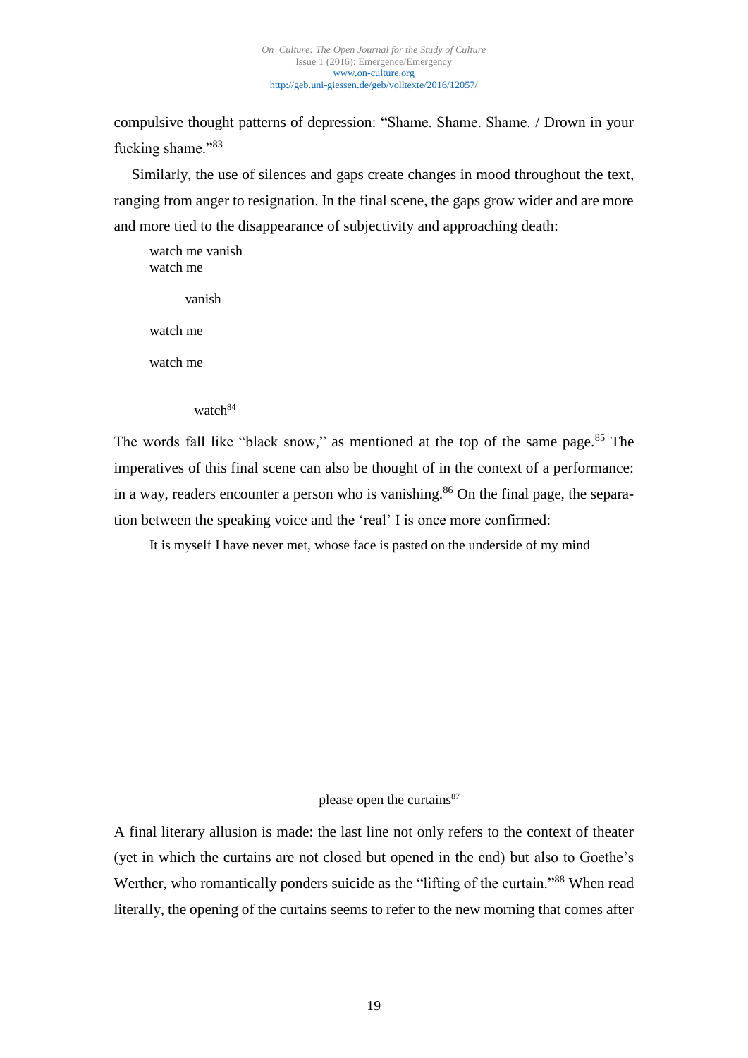compulsive thought patterns of depression: "Shame. Shame. Shame. / Drown in your fucking shame."[83]

Similarly, the use of silences and gaps create changes in mood throughout the text, ranging from anger to resignation. In the final scene, the gaps grow wider and are more and more tied to the disappearance of subjectivity and approaching death:

> watch me vanish
> watch me
>
> vanish
>
> watch me
>
> watch me
>
> watch[84]

The words fall like "black snow," as mentioned at the top of the same page.[85] The imperatives of this final scene can also be thought of in the context of a performance: in a way, readers encounter a person who is vanishing.[86] On the final page, the separation between the speaking voice and the 'real' I is once more confirmed:

> It is myself I have never met, whose face is pasted on the underside of my mind
>
> please open the curtains[87]

A final literary allusion is made: the last line not only refers to the context of theater (yet in which the curtains are not closed but opened in the end) but also to Goethe's Werther, who romantically ponders suicide as the "lifting of the curtain."[88] When read literally, the opening of the curtains seems to refer to the new morning that comes after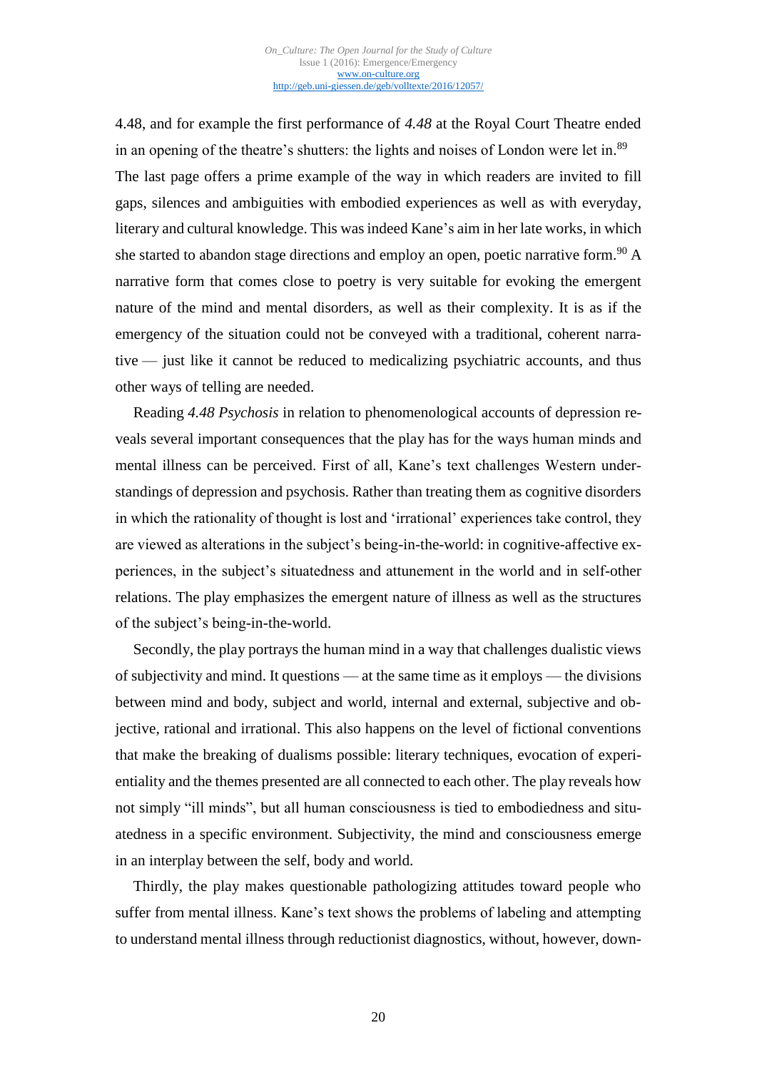4.48, and for example the first performance of *4.48* at the Royal Court Theatre ended in an opening of the theatre's shutters: the lights and noises of London were let in.[89] The last page offers a prime example of the way in which readers are invited to fill gaps, silences and ambiguities with embodied experiences as well as with everyday, literary and cultural knowledge. This was indeed Kane's aim in her late works, in which she started to abandon stage directions and employ an open, poetic narrative form.[90] A narrative form that comes close to poetry is very suitable for evoking the emergent nature of the mind and mental disorders, as well as their complexity. It is as if the emergency of the situation could not be conveyed with a traditional, coherent narrative — just like it cannot be reduced to medicalizing psychiatric accounts, and thus other ways of telling are needed.

Reading *4.48 Psychosis* in relation to phenomenological accounts of depression reveals several important consequences that the play has for the ways human minds and mental illness can be perceived. First of all, Kane's text challenges Western understandings of depression and psychosis. Rather than treating them as cognitive disorders in which the rationality of thought is lost and 'irrational' experiences take control, they are viewed as alterations in the subject's being-in-the-world: in cognitive-affective experiences, in the subject's situatedness and attunement in the world and in self-other relations. The play emphasizes the emergent nature of illness as well as the structures of the subject's being-in-the-world.

Secondly, the play portrays the human mind in a way that challenges dualistic views of subjectivity and mind. It questions — at the same time as it employs — the divisions between mind and body, subject and world, internal and external, subjective and objective, rational and irrational. This also happens on the level of fictional conventions that make the breaking of dualisms possible: literary techniques, evocation of experientiality and the themes presented are all connected to each other. The play reveals how not simply "ill minds", but all human consciousness is tied to embodiedness and situatedness in a specific environment. Subjectivity, the mind and consciousness emerge in an interplay between the self, body and world.

Thirdly, the play makes questionable pathologizing attitudes toward people who suffer from mental illness. Kane's text shows the problems of labeling and attempting to understand mental illness through reductionist diagnostics, without, however, down-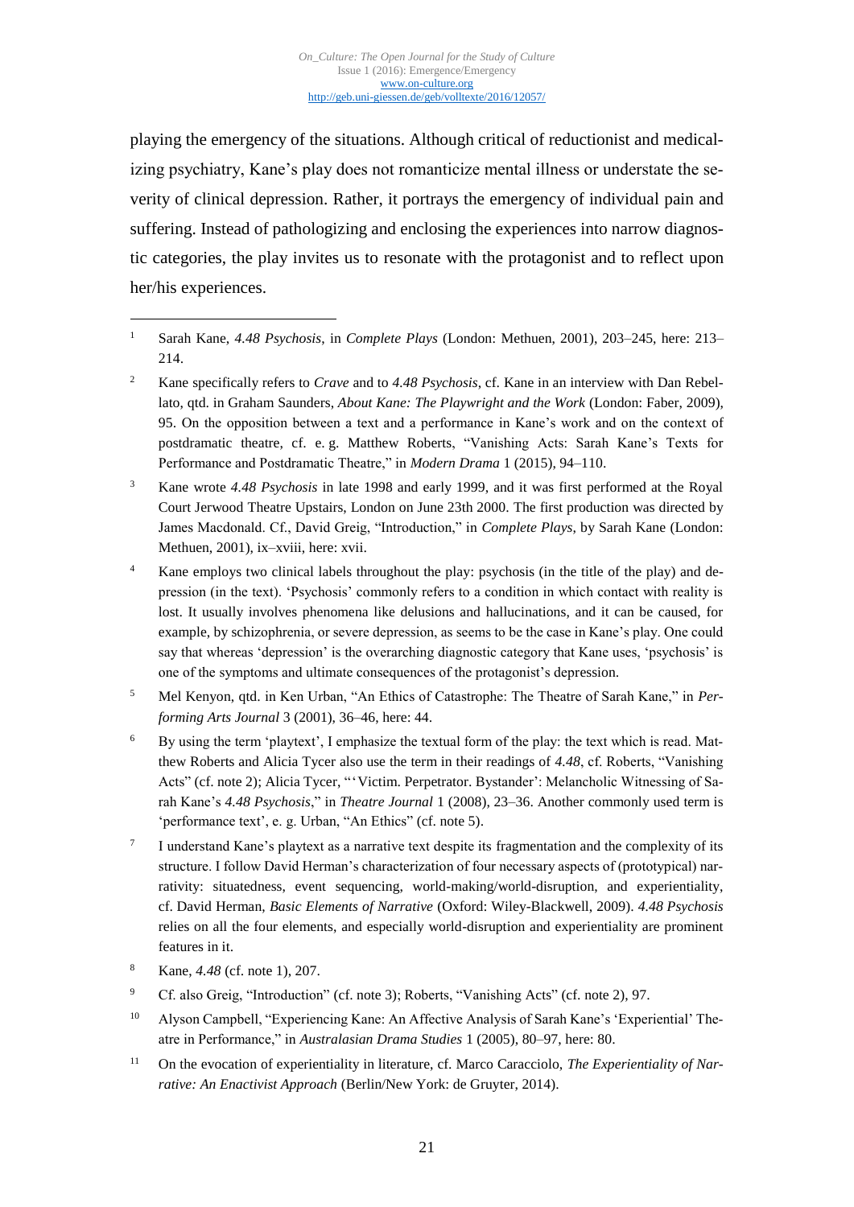playing the emergency of the situations. Although critical of reductionist and medicalizing psychiatry, Kane's play does not romanticize mental illness or understate the severity of clinical depression. Rather, it portrays the emergency of individual pain and suffering. Instead of pathologizing and enclosing the experiences into narrow diagnostic categories, the play invites us to resonate with the protagonist and to reflect upon her/his experiences.

---

[1] Sarah Kane, *4.48 Psychosis*, in *Complete Plays* (London: Methuen, 2001), 203–245, here: 213–214.

[2] Kane specifically refers to *Crave* and to *4.48 Psychosis*, cf. Kane in an interview with Dan Rebellato, qtd. in Graham Saunders, *About Kane: The Playwright and the Work* (London: Faber, 2009), 95. On the opposition between a text and a performance in Kane's work and on the context of postdramatic theatre, cf. e. g. Matthew Roberts, "Vanishing Acts: Sarah Kane's Texts for Performance and Postdramatic Theatre," in *Modern Drama* 1 (2015), 94–110.

[3] Kane wrote *4.48 Psychosis* in late 1998 and early 1999, and it was first performed at the Royal Court Jerwood Theatre Upstairs, London on June 23th 2000. The first production was directed by James Macdonald. Cf., David Greig, "Introduction," in *Complete Plays*, by Sarah Kane (London: Methuen, 2001), ix–xviii, here: xvii.

[4] Kane employs two clinical labels throughout the play: psychosis (in the title of the play) and depression (in the text). 'Psychosis' commonly refers to a condition in which contact with reality is lost. It usually involves phenomena like delusions and hallucinations, and it can be caused, for example, by schizophrenia, or severe depression, as seems to be the case in Kane's play. One could say that whereas 'depression' is the overarching diagnostic category that Kane uses, 'psychosis' is one of the symptoms and ultimate consequences of the protagonist's depression.

[5] Mel Kenyon, qtd. in Ken Urban, "An Ethics of Catastrophe: The Theatre of Sarah Kane," in *Performing Arts Journal* 3 (2001), 36–46, here: 44.

[6] By using the term 'playtext', I emphasize the textual form of the play: the text which is read. Matthew Roberts and Alicia Tycer also use the term in their readings of *4.48*, cf. Roberts, "Vanishing Acts" (cf. note 2); Alicia Tycer, "'Victim. Perpetrator. Bystander': Melancholic Witnessing of Sarah Kane's *4.48 Psychosis*," in *Theatre Journal* 1 (2008), 23–36. Another commonly used term is 'performance text', e. g. Urban, "An Ethics" (cf. note 5).

[7] I understand Kane's playtext as a narrative text despite its fragmentation and the complexity of its structure. I follow David Herman's characterization of four necessary aspects of (prototypical) narrativity: situatedness, event sequencing, world-making/world-disruption, and experientiality, cf. David Herman, *Basic Elements of Narrative* (Oxford: Wiley-Blackwell, 2009). *4.48 Psychosis* relies on all the four elements, and especially world-disruption and experientiality are prominent features in it.

[8] Kane, *4.48* (cf. note 1), 207.

[9] Cf. also Greig, "Introduction" (cf. note 3); Roberts, "Vanishing Acts" (cf. note 2), 97.

[10] Alyson Campbell, "Experiencing Kane: An Affective Analysis of Sarah Kane's 'Experiential' Theatre in Performance," in *Australasian Drama Studies* 1 (2005), 80–97, here: 80.

[11] On the evocation of experientiality in literature, cf. Marco Caracciolo, *The Experientiality of Narrative: An Enactivist Approach* (Berlin/New York: de Gruyter, 2014).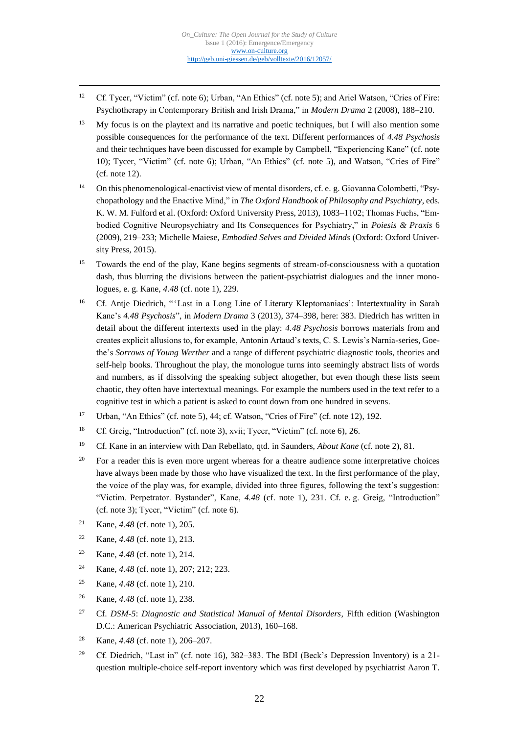[12] Cf. Tycer, "Victim" (cf. note 6); Urban, "An Ethics" (cf. note 5); and Ariel Watson, "Cries of Fire: Psychotherapy in Contemporary British and Irish Drama," in *Modern Drama* 2 (2008), 188–210.

[13] My focus is on the playtext and its narrative and poetic techniques, but I will also mention some possible consequences for the performance of the text. Different performances of *4.48 Psychosis* and their techniques have been discussed for example by Campbell, "Experiencing Kane" (cf. note 10); Tycer, "Victim" (cf. note 6); Urban, "An Ethics" (cf. note 5), and Watson, "Cries of Fire" (cf. note 12).

[14] On this phenomenological-enactivist view of mental disorders, cf. e. g. Giovanna Colombetti, "Psychopathology and the Enactive Mind," in *The Oxford Handbook of Philosophy and Psychiatry*, eds. K. W. M. Fulford et al. (Oxford: Oxford University Press, 2013), 1083–1102; Thomas Fuchs, "Embodied Cognitive Neuropsychiatry and Its Consequences for Psychiatry," in *Poiesis & Praxis* 6 (2009), 219–233; Michelle Maiese, *Embodied Selves and Divided Minds* (Oxford: Oxford University Press, 2015).

[15] Towards the end of the play, Kane begins segments of stream-of-consciousness with a quotation dash, thus blurring the divisions between the patient-psychiatrist dialogues and the inner monologues, e. g. Kane, *4.48* (cf. note 1), 229.

[16] Cf. Antje Diedrich, "'Last in a Long Line of Literary Kleptomaniacs': Intertextuality in Sarah Kane's *4.48 Psychosis*", in *Modern Drama* 3 (2013), 374–398, here: 383. Diedrich has written in detail about the different intertexts used in the play: *4.48 Psychosis* borrows materials from and creates explicit allusions to, for example, Antonin Artaud's texts, C. S. Lewis's Narnia-series, Goethe's *Sorrows of Young Werther* and a range of different psychiatric diagnostic tools, theories and self-help books. Throughout the play, the monologue turns into seemingly abstract lists of words and numbers, as if dissolving the speaking subject altogether, but even though these lists seem chaotic, they often have intertextual meanings. For example the numbers used in the text refer to a cognitive test in which a patient is asked to count down from one hundred in sevens.

[17] Urban, "An Ethics" (cf. note 5), 44; cf. Watson, "Cries of Fire" (cf. note 12), 192.

[18] Cf. Greig, "Introduction" (cf. note 3), xvii; Tycer, "Victim" (cf. note 6), 26.

[19] Cf. Kane in an interview with Dan Rebellato, qtd. in Saunders, *About Kane* (cf. note 2), 81.

[20] For a reader this is even more urgent whereas for a theatre audience some interpretative choices have always been made by those who have visualized the text. In the first performance of the play, the voice of the play was, for example, divided into three figures, following the text's suggestion: "Victim. Perpetrator. Bystander", Kane, *4.48* (cf. note 1), 231. Cf. e. g. Greig, "Introduction" (cf. note 3); Tycer, "Victim" (cf. note 6).

[21] Kane, *4.48* (cf. note 1), 205.

[22] Kane, *4.48* (cf. note 1), 213.

[23] Kane, *4.48* (cf. note 1), 214.

[24] Kane, *4.48* (cf. note 1), 207; 212; 223.

[25] Kane, *4.48* (cf. note 1), 210.

[26] Kane, *4.48* (cf. note 1), 238.

[27] Cf. *DSM-5*: *Diagnostic and Statistical Manual of Mental Disorders*, Fifth edition (Washington D.C.: American Psychiatric Association, 2013), 160–168.

[28] Kane, *4.48* (cf. note 1), 206–207.

[29] Cf. Diedrich, "Last in" (cf. note 16), 382–383. The BDI (Beck's Depression Inventory) is a 21-question multiple-choice self-report inventory which was first developed by psychiatrist Aaron T.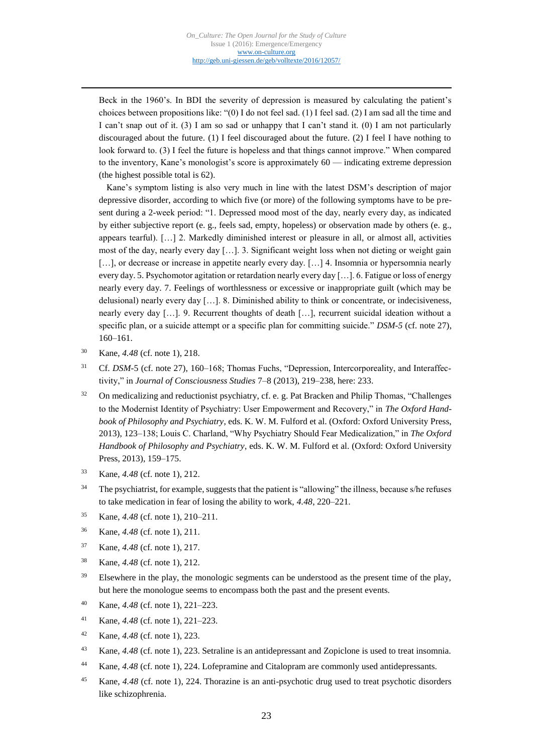Beck in the 1960's. In BDI the severity of depression is measured by calculating the patient's choices between propositions like: "(0) I do not feel sad. (1) I feel sad. (2) I am sad all the time and I can't snap out of it. (3) I am so sad or unhappy that I can't stand it. (0) I am not particularly discouraged about the future. (1) I feel discouraged about the future. (2) I feel I have nothing to look forward to. (3) I feel the future is hopeless and that things cannot improve." When compared to the inventory, Kane's monologist's score is approximately 60 — indicating extreme depression (the highest possible total is 62).

Kane's symptom listing is also very much in line with the latest DSM's description of major depressive disorder, according to which five (or more) of the following symptoms have to be present during a 2-week period: "1. Depressed mood most of the day, nearly every day, as indicated by either subjective report (e. g., feels sad, empty, hopeless) or observation made by others (e. g., appears tearful). […] 2. Markedly diminished interest or pleasure in all, or almost all, activities most of the day, nearly every day […]. 3. Significant weight loss when not dieting or weight gain […], or decrease or increase in appetite nearly every day. […] 4. Insomnia or hypersomnia nearly every day. 5. Psychomotor agitation or retardation nearly every day […]. 6. Fatigue or loss of energy nearly every day. 7. Feelings of worthlessness or excessive or inappropriate guilt (which may be delusional) nearly every day […]. 8. Diminished ability to think or concentrate, or indecisiveness, nearly every day […]. 9. Recurrent thoughts of death […], recurrent suicidal ideation without a specific plan, or a suicide attempt or a specific plan for committing suicide." *DSM-5* (cf. note 27), 160–161.

[30] Kane, *4.48* (cf. note 1), 218.

[31] Cf. *DSM*-5 (cf. note 27), 160–168; Thomas Fuchs, "Depression, Intercorporeality, and Interaffectivity," in *Journal of Consciousness Studies* 7–8 (2013), 219–238, here: 233.

[32] On medicalizing and reductionist psychiatry, cf. e. g. Pat Bracken and Philip Thomas, "Challenges to the Modernist Identity of Psychiatry: User Empowerment and Recovery," in *The Oxford Handbook of Philosophy and Psychiatry*, eds. K. W. M. Fulford et al. (Oxford: Oxford University Press, 2013), 123–138; Louis C. Charland, "Why Psychiatry Should Fear Medicalization," in *The Oxford Handbook of Philosophy and Psychiatry*, eds. K. W. M. Fulford et al. (Oxford: Oxford University Press, 2013), 159–175.

[33] Kane, *4.48* (cf. note 1), 212.

[34] The psychiatrist, for example, suggests that the patient is "allowing" the illness, because s/he refuses to take medication in fear of losing the ability to work, *4.48*, 220–221.

[35] Kane, *4.48* (cf. note 1), 210–211.

[36] Kane, *4.48* (cf. note 1), 211.

[37] Kane, *4.48* (cf. note 1), 217.

[38] Kane, *4.48* (cf. note 1), 212.

[39] Elsewhere in the play, the monologic segments can be understood as the present time of the play, but here the monologue seems to encompass both the past and the present events.

[40] Kane, *4.48* (cf. note 1), 221–223.

[41] Kane, *4.48* (cf. note 1), 221–223.

[42] Kane, *4.48* (cf. note 1), 223.

[43] Kane, *4.48* (cf. note 1), 223. Setraline is an antidepressant and Zopiclone is used to treat insomnia.

[44] Kane, *4.48* (cf. note 1), 224. Lofepramine and Citalopram are commonly used antidepressants.

[45] Kane, *4.48* (cf. note 1), 224. Thorazine is an anti-psychotic drug used to treat psychotic disorders like schizophrenia.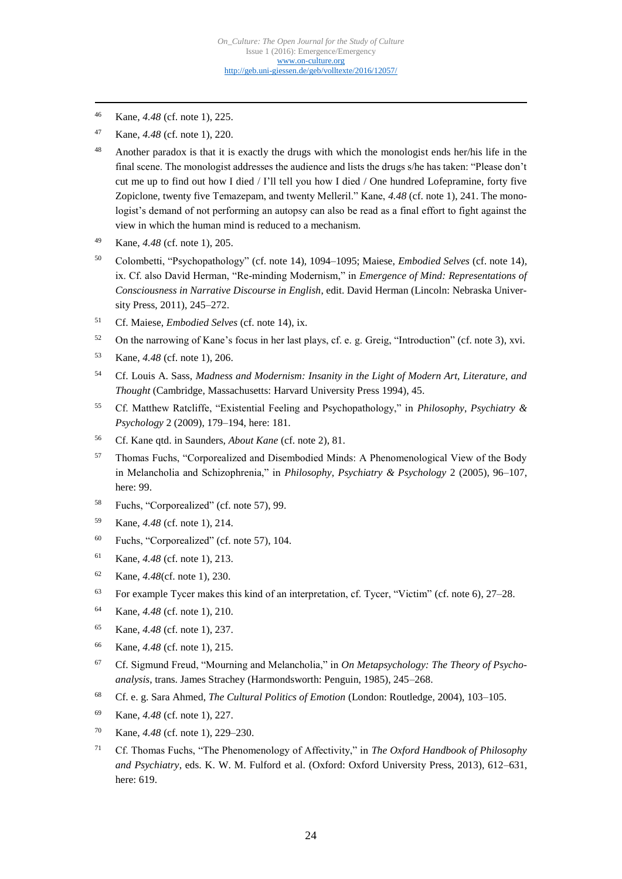46 Kane, *4.48* (cf. note 1), 225.

47 Kane, *4.48* (cf. note 1), 220.

48 Another paradox is that it is exactly the drugs with which the monologist ends her/his life in the final scene. The monologist addresses the audience and lists the drugs s/he has taken: "Please don't cut me up to find out how I died / I'll tell you how I died / One hundred Lofepramine, forty five Zopiclone, twenty five Temazepam, and twenty Melleril." Kane, *4.48* (cf. note 1), 241. The monologist's demand of not performing an autopsy can also be read as a final effort to fight against the view in which the human mind is reduced to a mechanism.

49 Kane, *4.48* (cf. note 1), 205.

50 Colombetti, "Psychopathology" (cf. note 14), 1094–1095; Maiese, *Embodied Selves* (cf. note 14), ix. Cf. also David Herman, "Re-minding Modernism," in *Emergence of Mind: Representations of Consciousness in Narrative Discourse in English*, edit. David Herman (Lincoln: Nebraska University Press, 2011), 245–272.

51 Cf. Maiese, *Embodied Selves* (cf. note 14), ix.

52 On the narrowing of Kane's focus in her last plays, cf. e. g. Greig, "Introduction" (cf. note 3), xvi.

53 Kane, *4.48* (cf. note 1), 206.

54 Cf. Louis A. Sass, *Madness and Modernism: Insanity in the Light of Modern Art, Literature, and Thought* (Cambridge, Massachusetts: Harvard University Press 1994), 45.

55 Cf. Matthew Ratcliffe, "Existential Feeling and Psychopathology," in *Philosophy*, *Psychiatry & Psychology* 2 (2009), 179–194, here: 181.

56 Cf. Kane qtd. in Saunders, *About Kane* (cf. note 2), 81.

57 Thomas Fuchs, "Corporealized and Disembodied Minds: A Phenomenological View of the Body in Melancholia and Schizophrenia," in *Philosophy*, *Psychiatry & Psychology* 2 (2005), 96–107, here: 99.

58 Fuchs, "Corporealized" (cf. note 57), 99.

59 Kane, *4.48* (cf. note 1), 214.

60 Fuchs, "Corporealized" (cf. note 57), 104.

61 Kane, *4.48* (cf. note 1), 213.

62 Kane, *4.48*(cf. note 1), 230.

63 For example Tycer makes this kind of an interpretation, cf. Tycer, "Victim" (cf. note 6), 27–28.

64 Kane, *4.48* (cf. note 1), 210.

65 Kane, *4.48* (cf. note 1), 237.

66 Kane, *4.48* (cf. note 1), 215.

67 Cf. Sigmund Freud, "Mourning and Melancholia," in *On Metapsychology: The Theory of Psychoanalysis*, trans. James Strachey (Harmondsworth: Penguin, 1985), 245–268.

68 Cf. e. g. Sara Ahmed, *The Cultural Politics of Emotion* (London: Routledge, 2004), 103–105.

69 Kane, *4.48* (cf. note 1), 227.

70 Kane, *4.48* (cf. note 1), 229–230.

71 Cf. Thomas Fuchs, "The Phenomenology of Affectivity," in *The Oxford Handbook of Philosophy and Psychiatry*, eds. K. W. M. Fulford et al. (Oxford: Oxford University Press, 2013), 612–631, here: 619.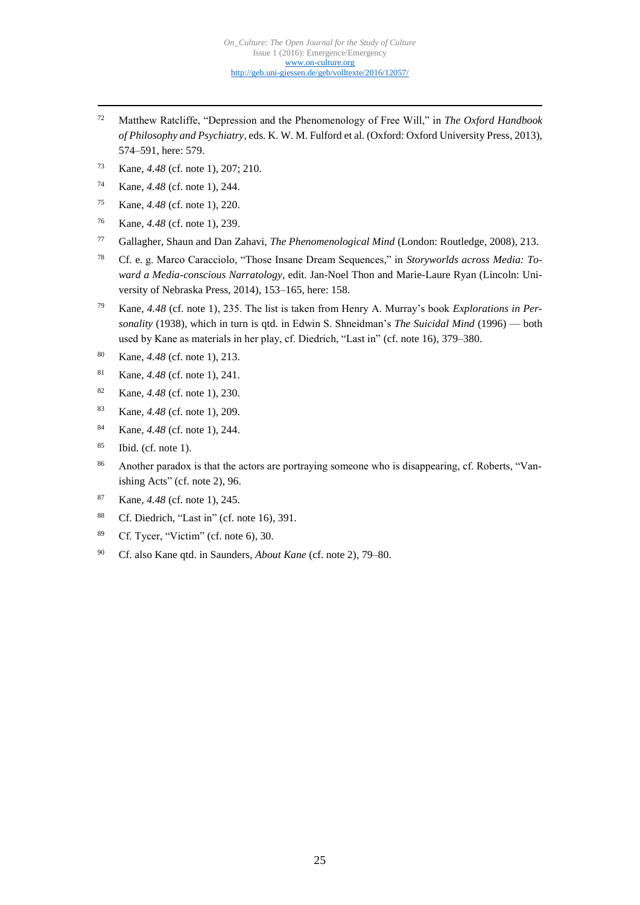[72] Matthew Ratcliffe, "Depression and the Phenomenology of Free Will," in *The Oxford Handbook of Philosophy and Psychiatry*, eds. K. W. M. Fulford et al. (Oxford: Oxford University Press, 2013), 574–591, here: 579.

[73] Kane, *4.48* (cf. note 1), 207; 210.

[74] Kane, *4.48* (cf. note 1), 244.

[75] Kane, *4.48* (cf. note 1), 220.

[76] Kane, *4.48* (cf. note 1), 239.

[77] Gallagher, Shaun and Dan Zahavi, *The Phenomenological Mind* (London: Routledge, 2008), 213.

[78] Cf. e. g. Marco Caracciolo, "Those Insane Dream Sequences," in *Storyworlds across Media: Toward a Media-conscious Narratology*, edit. Jan-Noel Thon and Marie-Laure Ryan (Lincoln: University of Nebraska Press, 2014), 153–165, here: 158.

[79] Kane, *4.48* (cf. note 1), 235. The list is taken from Henry A. Murray's book *Explorations in Personality* (1938), which in turn is qtd. in Edwin S. Shneidman's *The Suicidal Mind* (1996) — both used by Kane as materials in her play, cf. Diedrich, "Last in" (cf. note 16), 379–380.

[80] Kane, *4.48* (cf. note 1), 213.

[81] Kane, *4.48* (cf. note 1), 241.

[82] Kane, *4.48* (cf. note 1), 230.

[83] Kane, *4.48* (cf. note 1), 209.

[84] Kane, *4.48* (cf. note 1), 244.

[85] Ibid. (cf. note 1).

[86] Another paradox is that the actors are portraying someone who is disappearing, cf. Roberts, "Vanishing Acts" (cf. note 2), 96.

[87] Kane, *4.48* (cf. note 1), 245.

[88] Cf. Diedrich, "Last in" (cf. note 16), 391.

[89] Cf. Tycer, "Victim" (cf. note 6), 30.

[90] Cf. also Kane qtd. in Saunders, *About Kane* (cf. note 2), 79–80.